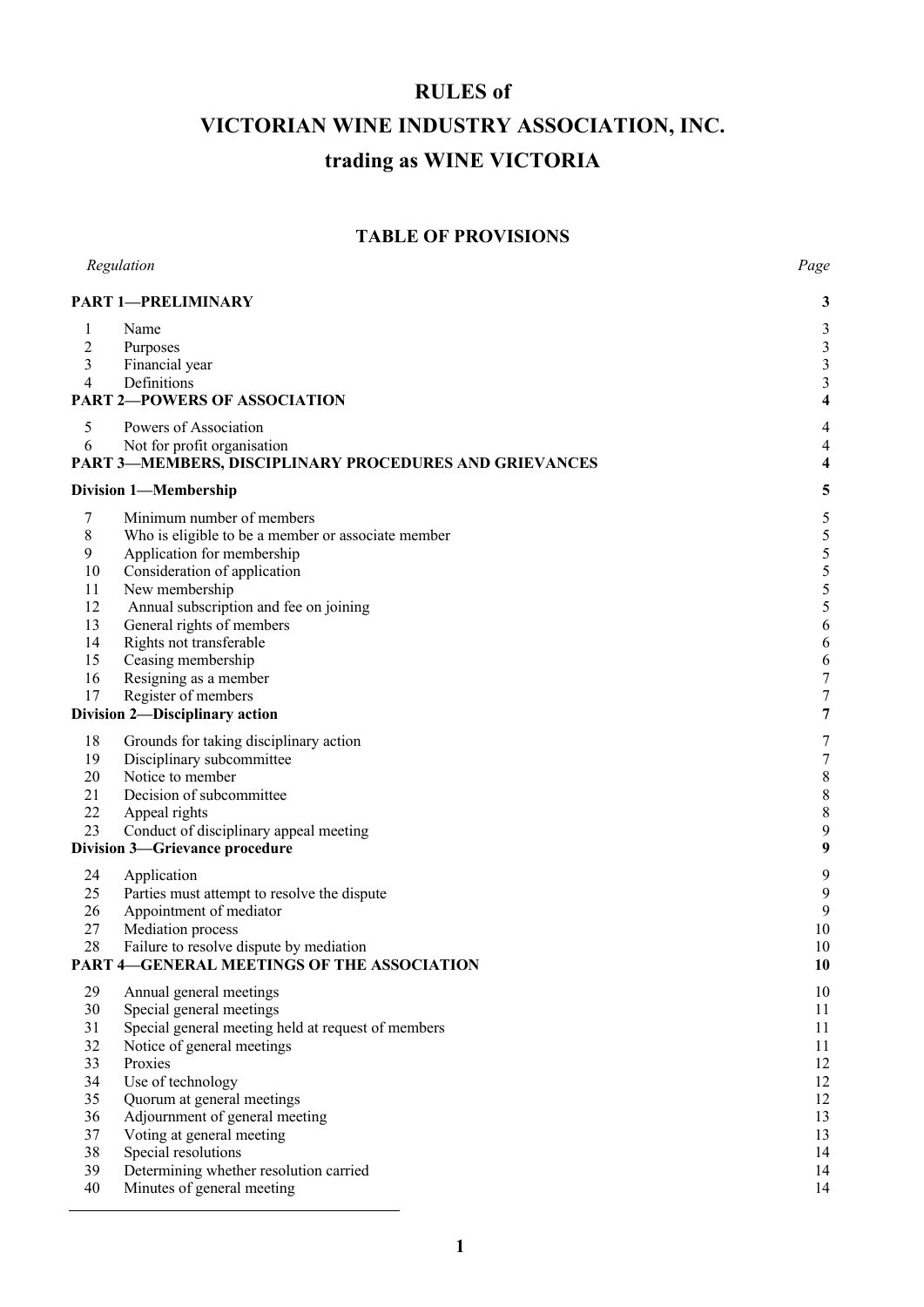# RULES of
# VICTORIAN WINE INDUSTRY ASSOCIATION, INC.
# trading as WINE VICTORIA

## TABLE OF PROVISIONS

| *Regulation* | | *Page* |
|---|---|---|
| **PART 1—PRELIMINARY** | | **3** |
| 1 | Name | 3 |
| 2 | Purposes | 3 |
| 3 | Financial year | 3 |
| 4 | Definitions | 3 |
| **PART 2—POWERS OF ASSOCIATION** | | **4** |
| 5 | Powers of Association | 4 |
| 6 | Not for profit organisation | 4 |
| **PART 3—MEMBERS, DISCIPLINARY PROCEDURES AND GRIEVANCES** | | **4** |
| **Division 1—Membership** | | **5** |
| 7 | Minimum number of members | 5 |
| 8 | Who is eligible to be a member or associate member | 5 |
| 9 | Application for membership | 5 |
| 10 | Consideration of application | 5 |
| 11 | New membership | 5 |
| 12 | Annual subscription and fee on joining | 5 |
| 13 | General rights of members | 6 |
| 14 | Rights not transferable | 6 |
| 15 | Ceasing membership | 6 |
| 16 | Resigning as a member | 7 |
| 17 | Register of members | 7 |
| **Division 2—Disciplinary action** | | **7** |
| 18 | Grounds for taking disciplinary action | 7 |
| 19 | Disciplinary subcommittee | 7 |
| 20 | Notice to member | 8 |
| 21 | Decision of subcommittee | 8 |
| 22 | Appeal rights | 8 |
| 23 | Conduct of disciplinary appeal meeting | 9 |
| **Division 3—Grievance procedure** | | **9** |
| 24 | Application | 9 |
| 25 | Parties must attempt to resolve the dispute | 9 |
| 26 | Appointment of mediator | 9 |
| 27 | Mediation process | 10 |
| 28 | Failure to resolve dispute by mediation | 10 |
| **PART 4—GENERAL MEETINGS OF THE ASSOCIATION** | | **10** |
| 29 | Annual general meetings | 10 |
| 30 | Special general meetings | 11 |
| 31 | Special general meeting held at request of members | 11 |
| 32 | Notice of general meetings | 11 |
| 33 | Proxies | 12 |
| 34 | Use of technology | 12 |
| 35 | Quorum at general meetings | 12 |
| 36 | Adjournment of general meeting | 13 |
| 37 | Voting at general meeting | 13 |
| 38 | Special resolutions | 14 |
| 39 | Determining whether resolution carried | 14 |
| 40 | Minutes of general meeting | 14 |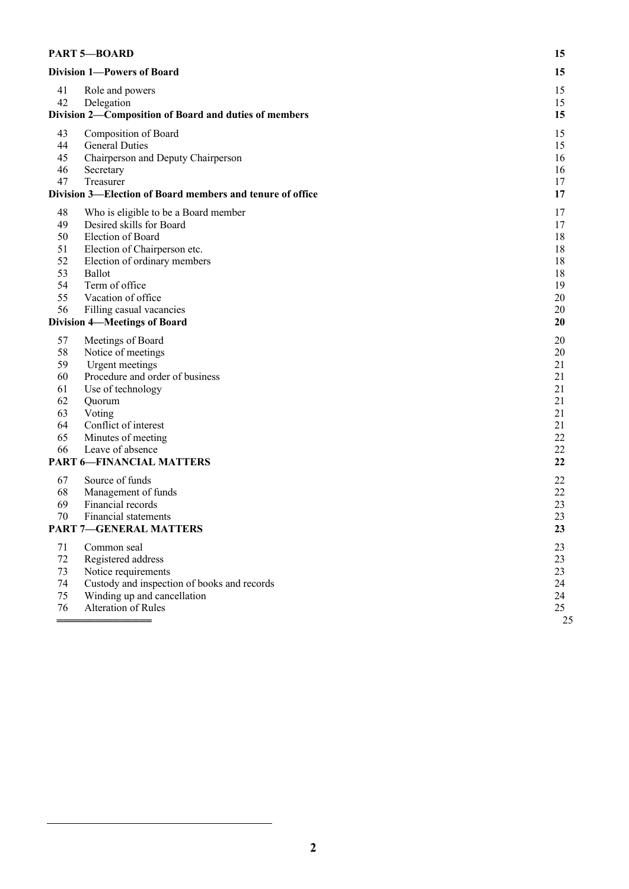| | | |
|---|---|---|
| **PART 5—BOARD** | | **15** |
| **Division 1—Powers of Board** | | **15** |
| 41 | Role and powers | 15 |
| 42 | Delegation | 15 |
| **Division 2—Composition of Board and duties of members** | | **15** |
| 43 | Composition of Board | 15 |
| 44 | General Duties | 15 |
| 45 | Chairperson and Deputy Chairperson | 16 |
| 46 | Secretary | 16 |
| 47 | Treasurer | 17 |
| **Division 3—Election of Board members and tenure of office** | | **17** |
| 48 | Who is eligible to be a Board member | 17 |
| 49 | Desired skills for Board | 17 |
| 50 | Election of Board | 18 |
| 51 | Election of Chairperson etc. | 18 |
| 52 | Election of ordinary members | 18 |
| 53 | Ballot | 18 |
| 54 | Term of office | 19 |
| 55 | Vacation of office | 20 |
| 56 | Filling casual vacancies | 20 |
| **Division 4—Meetings of Board** | | **20** |
| 57 | Meetings of Board | 20 |
| 58 | Notice of meetings | 20 |
| 59 | Urgent meetings | 21 |
| 60 | Procedure and order of business | 21 |
| 61 | Use of technology | 21 |
| 62 | Quorum | 21 |
| 63 | Voting | 21 |
| 64 | Conflict of interest | 21 |
| 65 | Minutes of meeting | 22 |
| 66 | Leave of absence | 22 |
| **PART 6—FINANCIAL MATTERS** | | **22** |
| 67 | Source of funds | 22 |
| 68 | Management of funds | 22 |
| 69 | Financial records | 23 |
| 70 | Financial statements | 23 |
| **PART 7—GENERAL MATTERS** | | **23** |
| 71 | Common seal | 23 |
| 72 | Registered address | 23 |
| 73 | Notice requirements | 23 |
| 74 | Custody and inspection of books and records | 24 |
| 75 | Winding up and cancellation | 24 |
| 76 | Alteration of Rules | 25 |
| | ═══════════════ | 25 |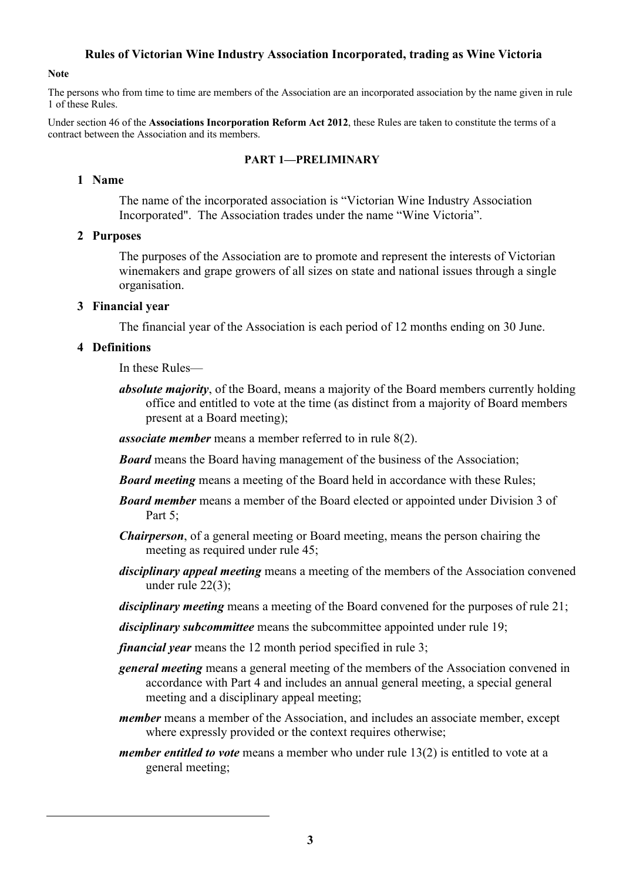# Rules of Victorian Wine Industry Association Incorporated, trading as Wine Victoria

**Note**

The persons who from time to time are members of the Association are an incorporated association by the name given in rule 1 of these Rules.

Under section 46 of the **Associations Incorporation Reform Act 2012**, these Rules are taken to constitute the terms of a contract between the Association and its members.

## PART 1—PRELIMINARY

### 1 Name

The name of the incorporated association is "Victorian Wine Industry Association Incorporated". The Association trades under the name "Wine Victoria".

### 2 Purposes

The purposes of the Association are to promote and represent the interests of Victorian winemakers and grape growers of all sizes on state and national issues through a single organisation.

### 3 Financial year

The financial year of the Association is each period of 12 months ending on 30 June.

### 4 Definitions

In these Rules—

***absolute majority***, of the Board, means a majority of the Board members currently holding office and entitled to vote at the time (as distinct from a majority of Board members present at a Board meeting);

***associate member*** means a member referred to in rule 8(2).

***Board*** means the Board having management of the business of the Association;

***Board meeting*** means a meeting of the Board held in accordance with these Rules;

***Board member*** means a member of the Board elected or appointed under Division 3 of Part 5;

***Chairperson***, of a general meeting or Board meeting, means the person chairing the meeting as required under rule 45;

***disciplinary appeal meeting*** means a meeting of the members of the Association convened under rule 22(3);

***disciplinary meeting*** means a meeting of the Board convened for the purposes of rule 21;

***disciplinary subcommittee*** means the subcommittee appointed under rule 19;

***financial year*** means the 12 month period specified in rule 3;

***general meeting*** means a general meeting of the members of the Association convened in accordance with Part 4 and includes an annual general meeting, a special general meeting and a disciplinary appeal meeting;

***member*** means a member of the Association, and includes an associate member, except where expressly provided or the context requires otherwise;

***member entitled to vote*** means a member who under rule 13(2) is entitled to vote at a general meeting;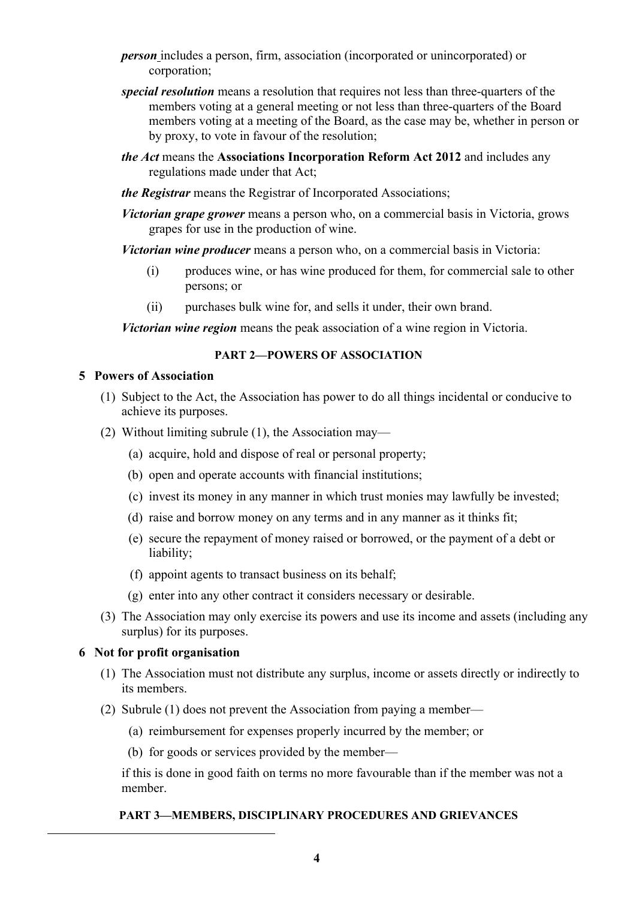***person*** includes a person, firm, association (incorporated or unincorporated) or corporation;

***special resolution*** means a resolution that requires not less than three-quarters of the members voting at a general meeting or not less than three-quarters of the Board members voting at a meeting of the Board, as the case may be, whether in person or by proxy, to vote in favour of the resolution;

***the Act*** means the **Associations Incorporation Reform Act 2012** and includes any regulations made under that Act;

***the Registrar*** means the Registrar of Incorporated Associations;

***Victorian grape grower*** means a person who, on a commercial basis in Victoria, grows grapes for use in the production of wine.

***Victorian wine producer*** means a person who, on a commercial basis in Victoria:

(i) produces wine, or has wine produced for them, for commercial sale to other persons; or

(ii) purchases bulk wine for, and sells it under, their own brand.

***Victorian wine region*** means the peak association of a wine region in Victoria.

## PART 2—POWERS OF ASSOCIATION

### 5 Powers of Association

(1) Subject to the Act, the Association has power to do all things incidental or conducive to achieve its purposes.

(2) Without limiting subrule (1), the Association may—

(a) acquire, hold and dispose of real or personal property;

(b) open and operate accounts with financial institutions;

(c) invest its money in any manner in which trust monies may lawfully be invested;

(d) raise and borrow money on any terms and in any manner as it thinks fit;

(e) secure the repayment of money raised or borrowed, or the payment of a debt or liability;

(f) appoint agents to transact business on its behalf;

(g) enter into any other contract it considers necessary or desirable.

(3) The Association may only exercise its powers and use its income and assets (including any surplus) for its purposes.

### 6 Not for profit organisation

(1) The Association must not distribute any surplus, income or assets directly or indirectly to its members.

(2) Subrule (1) does not prevent the Association from paying a member—

(a) reimbursement for expenses properly incurred by the member; or

(b) for goods or services provided by the member—

if this is done in good faith on terms no more favourable than if the member was not a member.

## PART 3—MEMBERS, DISCIPLINARY PROCEDURES AND GRIEVANCES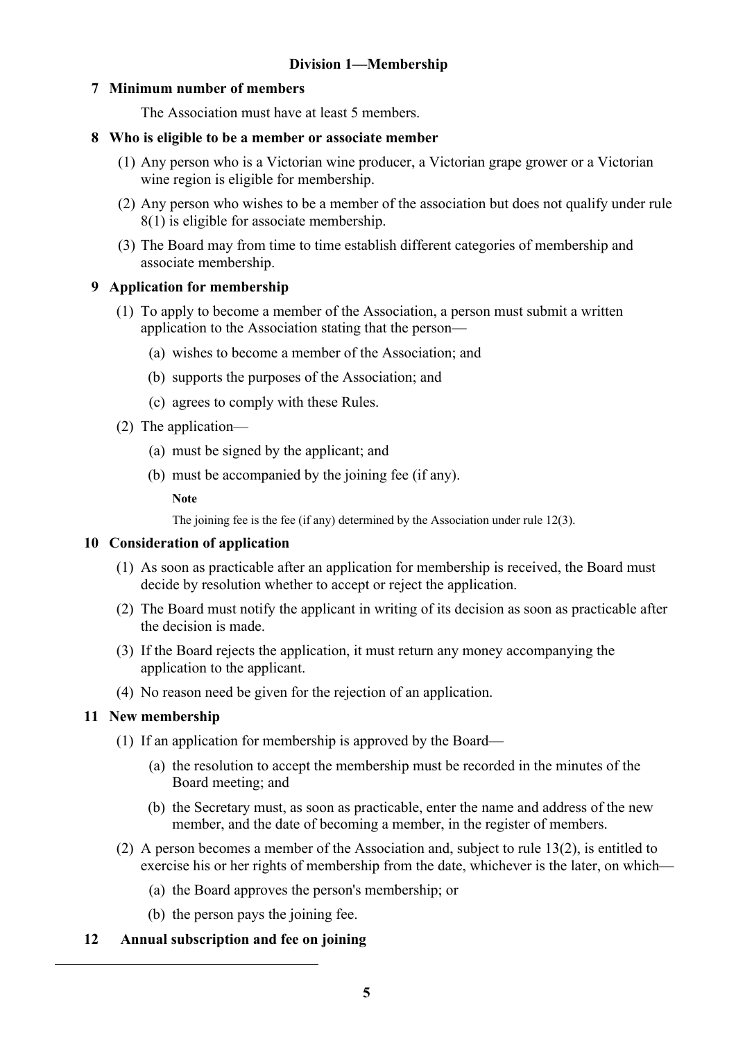## Division 1—Membership

### 7 Minimum number of members

The Association must have at least 5 members.

### 8 Who is eligible to be a member or associate member

(1) Any person who is a Victorian wine producer, a Victorian grape grower or a Victorian wine region is eligible for membership.

(2) Any person who wishes to be a member of the association but does not qualify under rule 8(1) is eligible for associate membership.

(3) The Board may from time to time establish different categories of membership and associate membership.

### 9 Application for membership

(1) To apply to become a member of the Association, a person must submit a written application to the Association stating that the person—

- (a) wishes to become a member of the Association; and
- (b) supports the purposes of the Association; and
- (c) agrees to comply with these Rules.

(2) The application—

- (a) must be signed by the applicant; and
- (b) must be accompanied by the joining fee (if any).

**Note**

The joining fee is the fee (if any) determined by the Association under rule 12(3).

### 10 Consideration of application

(1) As soon as practicable after an application for membership is received, the Board must decide by resolution whether to accept or reject the application.

(2) The Board must notify the applicant in writing of its decision as soon as practicable after the decision is made.

(3) If the Board rejects the application, it must return any money accompanying the application to the applicant.

(4) No reason need be given for the rejection of an application.

### 11 New membership

(1) If an application for membership is approved by the Board—

- (a) the resolution to accept the membership must be recorded in the minutes of the Board meeting; and
- (b) the Secretary must, as soon as practicable, enter the name and address of the new member, and the date of becoming a member, in the register of members.

(2) A person becomes a member of the Association and, subject to rule 13(2), is entitled to exercise his or her rights of membership from the date, whichever is the later, on which—

- (a) the Board approves the person's membership; or
- (b) the person pays the joining fee.

### 12 Annual subscription and fee on joining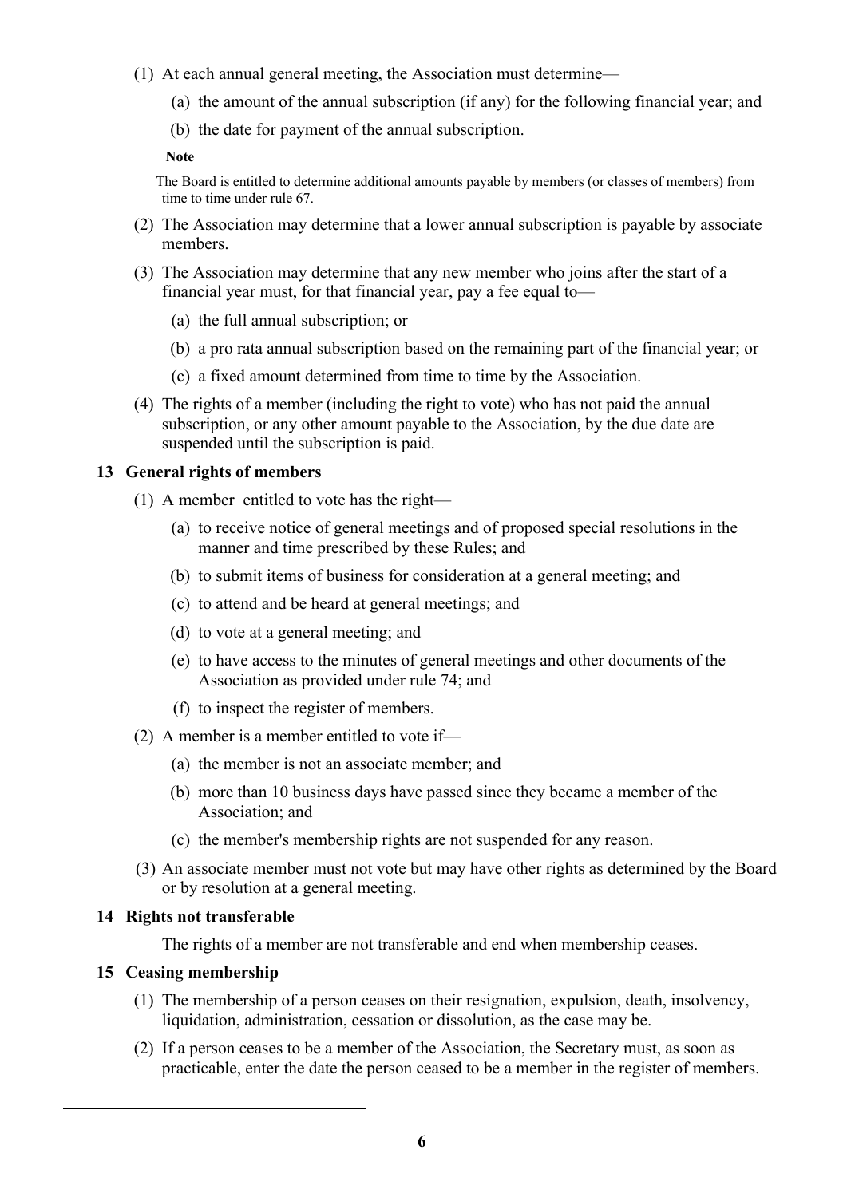(1) At each annual general meeting, the Association must determine—

   (a) the amount of the annual subscription (if any) for the following financial year; and

   (b) the date for payment of the annual subscription.

   **Note**

   The Board is entitled to determine additional amounts payable by members (or classes of members) from time to time under rule 67.

(2) The Association may determine that a lower annual subscription is payable by associate members.

(3) The Association may determine that any new member who joins after the start of a financial year must, for that financial year, pay a fee equal to—

   (a) the full annual subscription; or

   (b) a pro rata annual subscription based on the remaining part of the financial year; or

   (c) a fixed amount determined from time to time by the Association.

(4) The rights of a member (including the right to vote) who has not paid the annual subscription, or any other amount payable to the Association, by the due date are suspended until the subscription is paid.

### 13 General rights of members

(1) A member entitled to vote has the right—

   (a) to receive notice of general meetings and of proposed special resolutions in the manner and time prescribed by these Rules; and

   (b) to submit items of business for consideration at a general meeting; and

   (c) to attend and be heard at general meetings; and

   (d) to vote at a general meeting; and

   (e) to have access to the minutes of general meetings and other documents of the Association as provided under rule 74; and

   (f) to inspect the register of members.

(2) A member is a member entitled to vote if—

   (a) the member is not an associate member; and

   (b) more than 10 business days have passed since they became a member of the Association; and

   (c) the member's membership rights are not suspended for any reason.

(3) An associate member must not vote but may have other rights as determined by the Board or by resolution at a general meeting.

### 14 Rights not transferable

The rights of a member are not transferable and end when membership ceases.

### 15 Ceasing membership

(1) The membership of a person ceases on their resignation, expulsion, death, insolvency, liquidation, administration, cessation or dissolution, as the case may be.

(2) If a person ceases to be a member of the Association, the Secretary must, as soon as practicable, enter the date the person ceased to be a member in the register of members.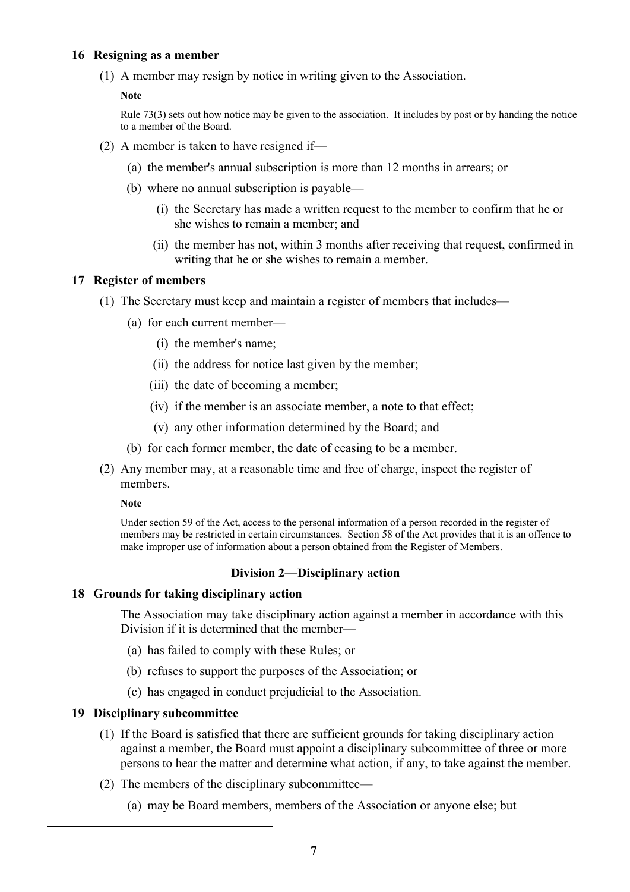### 16 Resigning as a member

(1) A member may resign by notice in writing given to the Association.

**Note**

Rule 73(3) sets out how notice may be given to the association. It includes by post or by handing the notice to a member of the Board.

(2) A member is taken to have resigned if—

(a) the member's annual subscription is more than 12 months in arrears; or

(b) where no annual subscription is payable—

(i) the Secretary has made a written request to the member to confirm that he or she wishes to remain a member; and

(ii) the member has not, within 3 months after receiving that request, confirmed in writing that he or she wishes to remain a member.

### 17 Register of members

(1) The Secretary must keep and maintain a register of members that includes—

(a) for each current member—

(i) the member's name;

(ii) the address for notice last given by the member;

(iii) the date of becoming a member;

(iv) if the member is an associate member, a note to that effect;

(v) any other information determined by the Board; and

(b) for each former member, the date of ceasing to be a member.

(2) Any member may, at a reasonable time and free of charge, inspect the register of members.

**Note**

Under section 59 of the Act, access to the personal information of a person recorded in the register of members may be restricted in certain circumstances. Section 58 of the Act provides that it is an offence to make improper use of information about a person obtained from the Register of Members.

## Division 2—Disciplinary action

### 18 Grounds for taking disciplinary action

The Association may take disciplinary action against a member in accordance with this Division if it is determined that the member—

(a) has failed to comply with these Rules; or

(b) refuses to support the purposes of the Association; or

(c) has engaged in conduct prejudicial to the Association.

### 19 Disciplinary subcommittee

(1) If the Board is satisfied that there are sufficient grounds for taking disciplinary action against a member, the Board must appoint a disciplinary subcommittee of three or more persons to hear the matter and determine what action, if any, to take against the member.

(2) The members of the disciplinary subcommittee—

(a) may be Board members, members of the Association or anyone else; but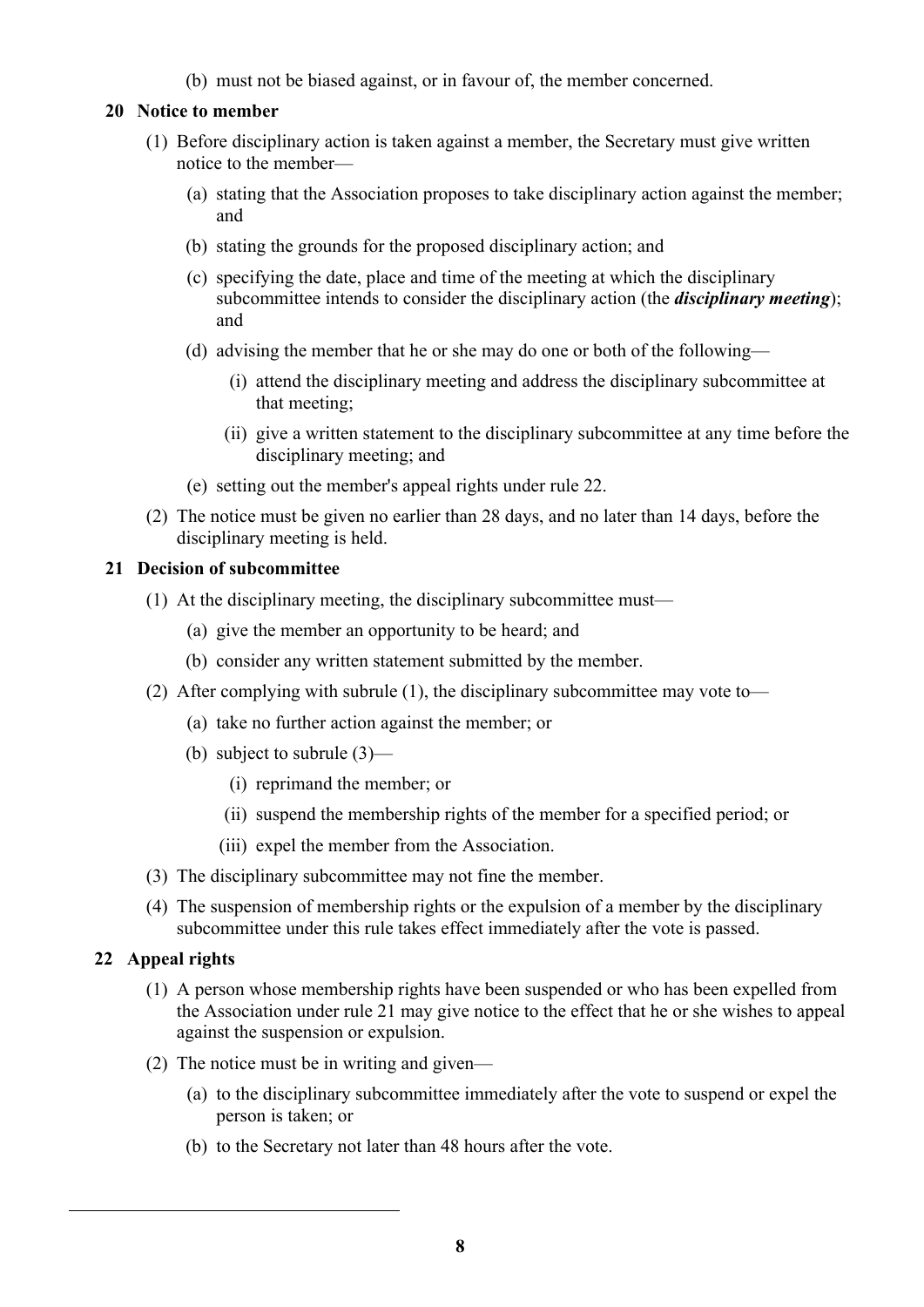(b) must not be biased against, or in favour of, the member concerned.

### 20 Notice to member

(1) Before disciplinary action is taken against a member, the Secretary must give written notice to the member—

(a) stating that the Association proposes to take disciplinary action against the member; and

(b) stating the grounds for the proposed disciplinary action; and

(c) specifying the date, place and time of the meeting at which the disciplinary subcommittee intends to consider the disciplinary action (the ***disciplinary meeting***); and

(d) advising the member that he or she may do one or both of the following—

(i) attend the disciplinary meeting and address the disciplinary subcommittee at that meeting;

(ii) give a written statement to the disciplinary subcommittee at any time before the disciplinary meeting; and

(e) setting out the member's appeal rights under rule 22.

(2) The notice must be given no earlier than 28 days, and no later than 14 days, before the disciplinary meeting is held.

### 21 Decision of subcommittee

(1) At the disciplinary meeting, the disciplinary subcommittee must—

(a) give the member an opportunity to be heard; and

(b) consider any written statement submitted by the member.

(2) After complying with subrule (1), the disciplinary subcommittee may vote to—

(a) take no further action against the member; or

(b) subject to subrule (3)—

(i) reprimand the member; or

(ii) suspend the membership rights of the member for a specified period; or

(iii) expel the member from the Association.

(3) The disciplinary subcommittee may not fine the member.

(4) The suspension of membership rights or the expulsion of a member by the disciplinary subcommittee under this rule takes effect immediately after the vote is passed.

### 22 Appeal rights

(1) A person whose membership rights have been suspended or who has been expelled from the Association under rule 21 may give notice to the effect that he or she wishes to appeal against the suspension or expulsion.

(2) The notice must be in writing and given—

(a) to the disciplinary subcommittee immediately after the vote to suspend or expel the person is taken; or

(b) to the Secretary not later than 48 hours after the vote.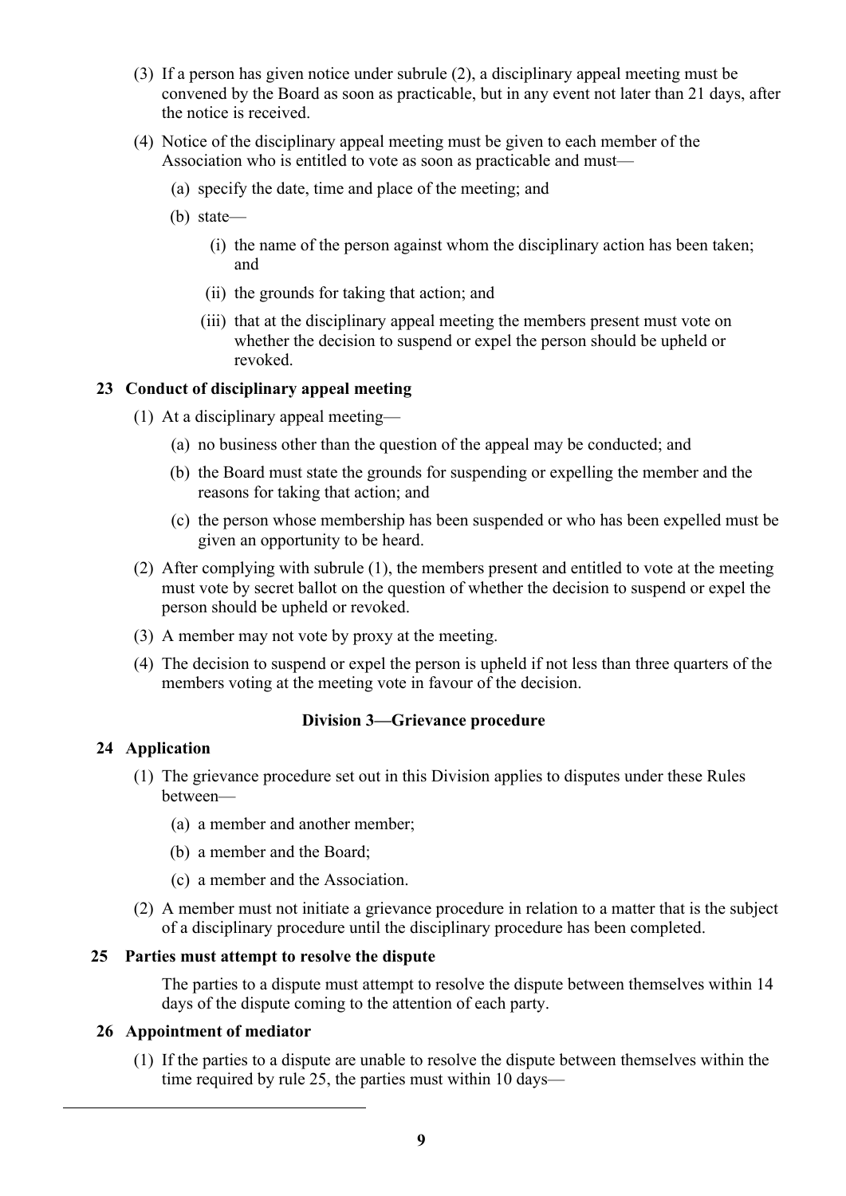(3) If a person has given notice under subrule (2), a disciplinary appeal meeting must be convened by the Board as soon as practicable, but in any event not later than 21 days, after the notice is received.

(4) Notice of the disciplinary appeal meeting must be given to each member of the Association who is entitled to vote as soon as practicable and must—

(a) specify the date, time and place of the meeting; and

(b) state—

(i) the name of the person against whom the disciplinary action has been taken; and

(ii) the grounds for taking that action; and

(iii) that at the disciplinary appeal meeting the members present must vote on whether the decision to suspend or expel the person should be upheld or revoked.

### 23 Conduct of disciplinary appeal meeting

(1) At a disciplinary appeal meeting—

(a) no business other than the question of the appeal may be conducted; and

(b) the Board must state the grounds for suspending or expelling the member and the reasons for taking that action; and

(c) the person whose membership has been suspended or who has been expelled must be given an opportunity to be heard.

(2) After complying with subrule (1), the members present and entitled to vote at the meeting must vote by secret ballot on the question of whether the decision to suspend or expel the person should be upheld or revoked.

(3) A member may not vote by proxy at the meeting.

(4) The decision to suspend or expel the person is upheld if not less than three quarters of the members voting at the meeting vote in favour of the decision.

## Division 3—Grievance procedure

### 24 Application

(1) The grievance procedure set out in this Division applies to disputes under these Rules between—

(a) a member and another member;

(b) a member and the Board;

(c) a member and the Association.

(2) A member must not initiate a grievance procedure in relation to a matter that is the subject of a disciplinary procedure until the disciplinary procedure has been completed.

### 25 Parties must attempt to resolve the dispute

The parties to a dispute must attempt to resolve the dispute between themselves within 14 days of the dispute coming to the attention of each party.

### 26 Appointment of mediator

(1) If the parties to a dispute are unable to resolve the dispute between themselves within the time required by rule 25, the parties must within 10 days—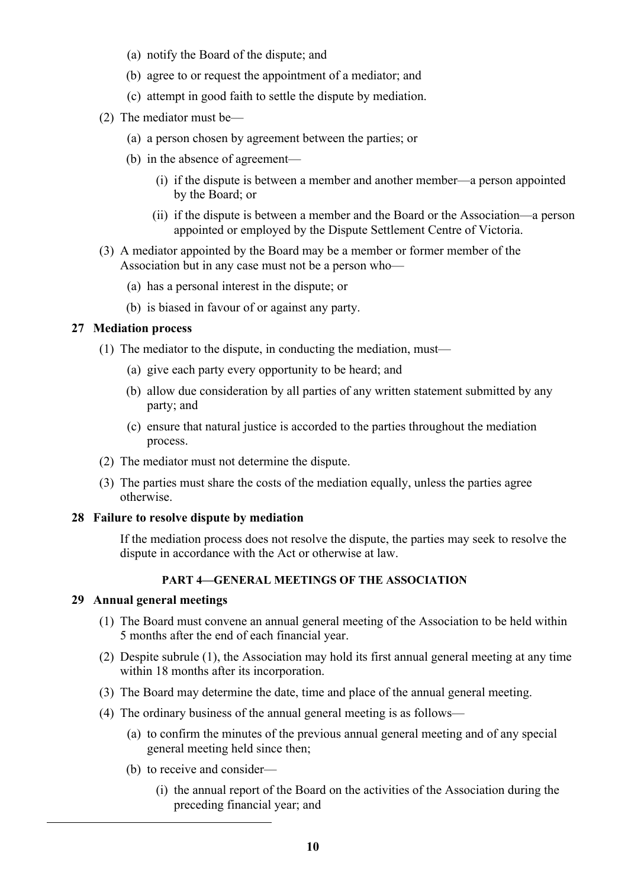(a) notify the Board of the dispute; and

(b) agree to or request the appointment of a mediator; and

(c) attempt in good faith to settle the dispute by mediation.

(2) The mediator must be—

(a) a person chosen by agreement between the parties; or

(b) in the absence of agreement—

(i) if the dispute is between a member and another member—a person appointed by the Board; or

(ii) if the dispute is between a member and the Board or the Association—a person appointed or employed by the Dispute Settlement Centre of Victoria.

(3) A mediator appointed by the Board may be a member or former member of the Association but in any case must not be a person who—

(a) has a personal interest in the dispute; or

(b) is biased in favour of or against any party.

**27 Mediation process**

(1) The mediator to the dispute, in conducting the mediation, must—

(a) give each party every opportunity to be heard; and

(b) allow due consideration by all parties of any written statement submitted by any party; and

(c) ensure that natural justice is accorded to the parties throughout the mediation process.

(2) The mediator must not determine the dispute.

(3) The parties must share the costs of the mediation equally, unless the parties agree otherwise.

**28 Failure to resolve dispute by mediation**

If the mediation process does not resolve the dispute, the parties may seek to resolve the dispute in accordance with the Act or otherwise at law.

## PART 4—GENERAL MEETINGS OF THE ASSOCIATION

**29 Annual general meetings**

(1) The Board must convene an annual general meeting of the Association to be held within 5 months after the end of each financial year.

(2) Despite subrule (1), the Association may hold its first annual general meeting at any time within 18 months after its incorporation.

(3) The Board may determine the date, time and place of the annual general meeting.

(4) The ordinary business of the annual general meeting is as follows—

(a) to confirm the minutes of the previous annual general meeting and of any special general meeting held since then;

(b) to receive and consider—

(i) the annual report of the Board on the activities of the Association during the preceding financial year; and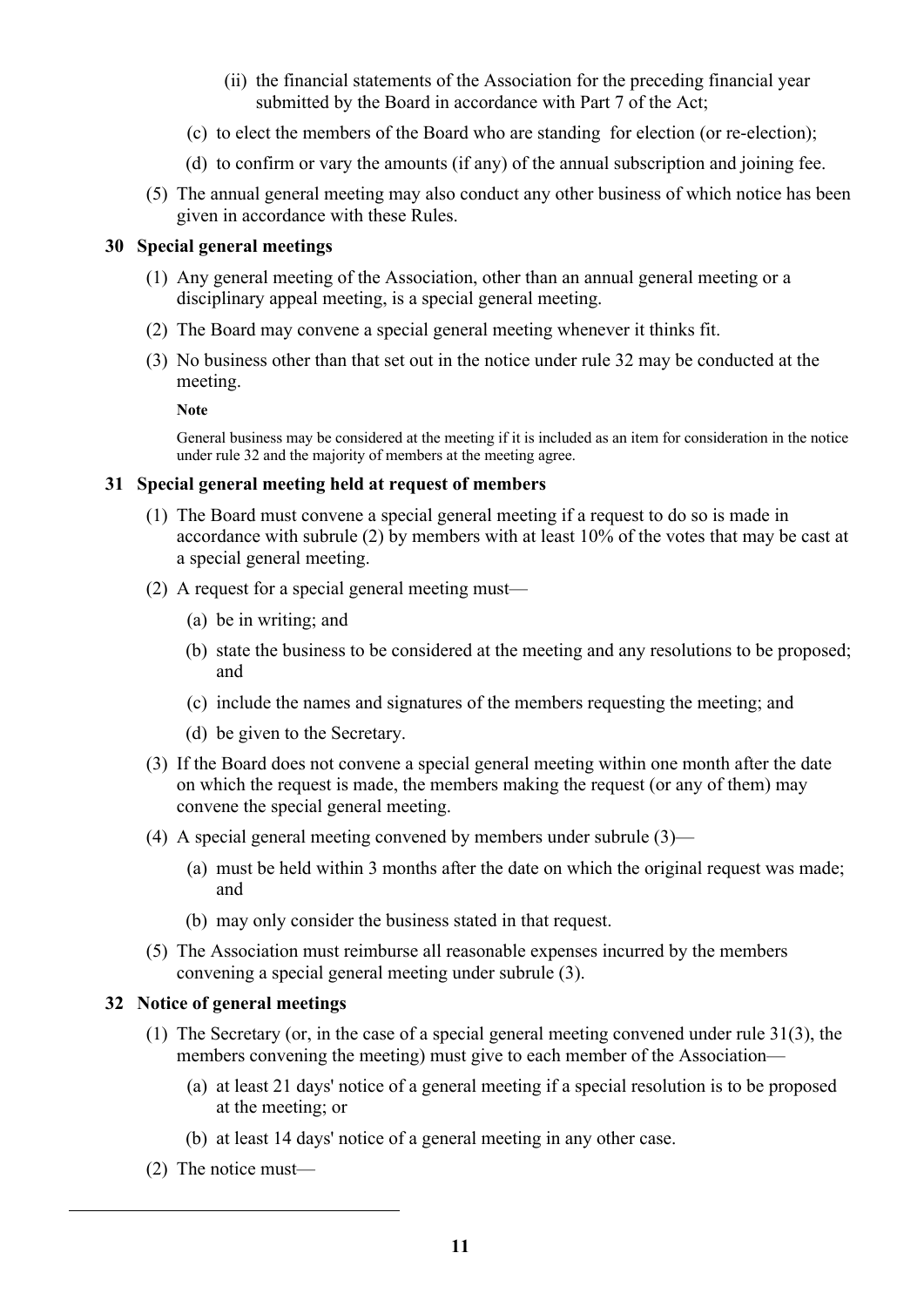- (ii) the financial statements of the Association for the preceding financial year submitted by the Board in accordance with Part 7 of the Act;
 - (c) to elect the members of the Board who are standing for election (or re-election);
 - (d) to confirm or vary the amounts (if any) of the annual subscription and joining fee.

(5) The annual general meeting may also conduct any other business of which notice has been given in accordance with these Rules.

### 30 Special general meetings

(1) Any general meeting of the Association, other than an annual general meeting or a disciplinary appeal meeting, is a special general meeting.

(2) The Board may convene a special general meeting whenever it thinks fit.

(3) No business other than that set out in the notice under rule 32 may be conducted at the meeting.

**Note**

General business may be considered at the meeting if it is included as an item for consideration in the notice under rule 32 and the majority of members at the meeting agree.

### 31 Special general meeting held at request of members

(1) The Board must convene a special general meeting if a request to do so is made in accordance with subrule (2) by members with at least 10% of the votes that may be cast at a special general meeting.

(2) A request for a special general meeting must—

 - (a) be in writing; and
 - (b) state the business to be considered at the meeting and any resolutions to be proposed; and
 - (c) include the names and signatures of the members requesting the meeting; and
 - (d) be given to the Secretary.

(3) If the Board does not convene a special general meeting within one month after the date on which the request is made, the members making the request (or any of them) may convene the special general meeting.

(4) A special general meeting convened by members under subrule (3)—

 - (a) must be held within 3 months after the date on which the original request was made; and
 - (b) may only consider the business stated in that request.

(5) The Association must reimburse all reasonable expenses incurred by the members convening a special general meeting under subrule (3).

### 32 Notice of general meetings

(1) The Secretary (or, in the case of a special general meeting convened under rule 31(3), the members convening the meeting) must give to each member of the Association—

 - (a) at least 21 days' notice of a general meeting if a special resolution is to be proposed at the meeting; or
 - (b) at least 14 days' notice of a general meeting in any other case.

(2) The notice must—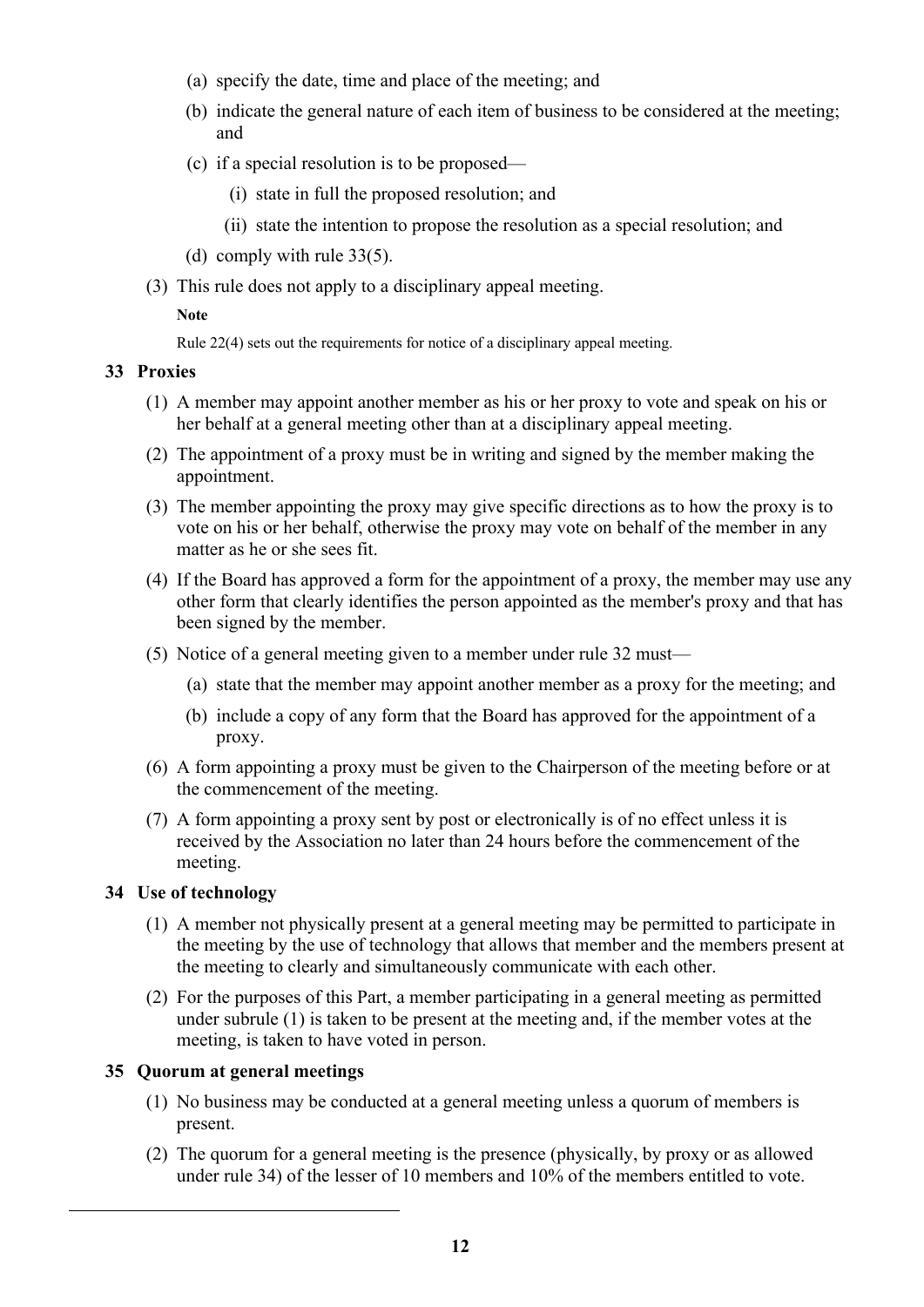(a) specify the date, time and place of the meeting; and

(b) indicate the general nature of each item of business to be considered at the meeting; and

(c) if a special resolution is to be proposed—

(i) state in full the proposed resolution; and

(ii) state the intention to propose the resolution as a special resolution; and

(d) comply with rule 33(5).

(3) This rule does not apply to a disciplinary appeal meeting.

**Note**

Rule 22(4) sets out the requirements for notice of a disciplinary appeal meeting.

### 33 Proxies

(1) A member may appoint another member as his or her proxy to vote and speak on his or her behalf at a general meeting other than at a disciplinary appeal meeting.

(2) The appointment of a proxy must be in writing and signed by the member making the appointment.

(3) The member appointing the proxy may give specific directions as to how the proxy is to vote on his or her behalf, otherwise the proxy may vote on behalf of the member in any matter as he or she sees fit.

(4) If the Board has approved a form for the appointment of a proxy, the member may use any other form that clearly identifies the person appointed as the member's proxy and that has been signed by the member.

(5) Notice of a general meeting given to a member under rule 32 must—

(a) state that the member may appoint another member as a proxy for the meeting; and

(b) include a copy of any form that the Board has approved for the appointment of a proxy.

(6) A form appointing a proxy must be given to the Chairperson of the meeting before or at the commencement of the meeting.

(7) A form appointing a proxy sent by post or electronically is of no effect unless it is received by the Association no later than 24 hours before the commencement of the meeting.

### 34 Use of technology

(1) A member not physically present at a general meeting may be permitted to participate in the meeting by the use of technology that allows that member and the members present at the meeting to clearly and simultaneously communicate with each other.

(2) For the purposes of this Part, a member participating in a general meeting as permitted under subrule (1) is taken to be present at the meeting and, if the member votes at the meeting, is taken to have voted in person.

### 35 Quorum at general meetings

(1) No business may be conducted at a general meeting unless a quorum of members is present.

(2) The quorum for a general meeting is the presence (physically, by proxy or as allowed under rule 34) of the lesser of 10 members and 10% of the members entitled to vote.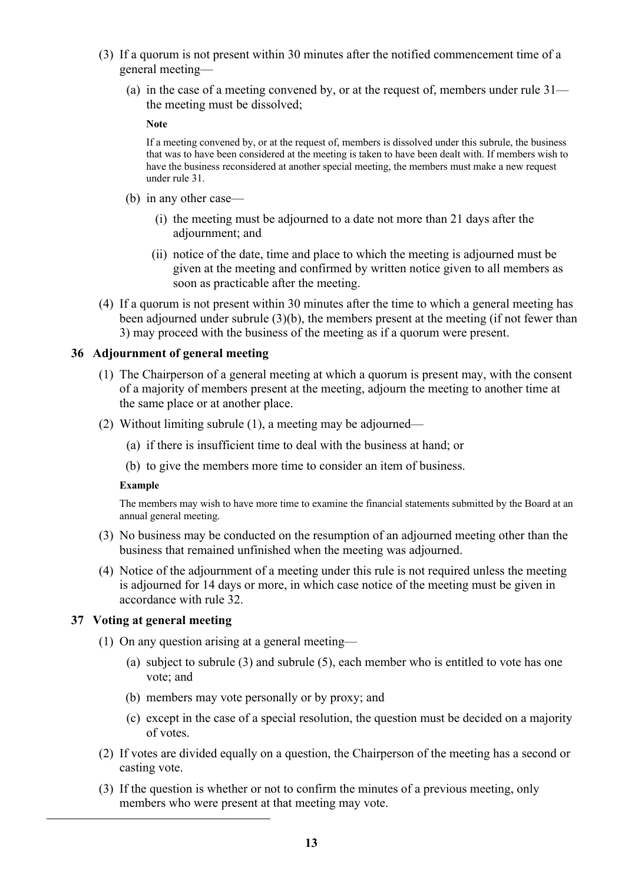(3) If a quorum is not present within 30 minutes after the notified commencement time of a general meeting—

(a) in the case of a meeting convened by, or at the request of, members under rule 31—the meeting must be dissolved;

**Note**

If a meeting convened by, or at the request of, members is dissolved under this subrule, the business that was to have been considered at the meeting is taken to have been dealt with. If members wish to have the business reconsidered at another special meeting, the members must make a new request under rule 31.

(b) in any other case—

(i) the meeting must be adjourned to a date not more than 21 days after the adjournment; and

(ii) notice of the date, time and place to which the meeting is adjourned must be given at the meeting and confirmed by written notice given to all members as soon as practicable after the meeting.

(4) If a quorum is not present within 30 minutes after the time to which a general meeting has been adjourned under subrule (3)(b), the members present at the meeting (if not fewer than 3) may proceed with the business of the meeting as if a quorum were present.

### 36 Adjournment of general meeting

(1) The Chairperson of a general meeting at which a quorum is present may, with the consent of a majority of members present at the meeting, adjourn the meeting to another time at the same place or at another place.

(2) Without limiting subrule (1), a meeting may be adjourned—

(a) if there is insufficient time to deal with the business at hand; or

(b) to give the members more time to consider an item of business.

**Example**

The members may wish to have more time to examine the financial statements submitted by the Board at an annual general meeting.

(3) No business may be conducted on the resumption of an adjourned meeting other than the business that remained unfinished when the meeting was adjourned.

(4) Notice of the adjournment of a meeting under this rule is not required unless the meeting is adjourned for 14 days or more, in which case notice of the meeting must be given in accordance with rule 32.

### 37 Voting at general meeting

(1) On any question arising at a general meeting—

(a) subject to subrule (3) and subrule (5), each member who is entitled to vote has one vote; and

(b) members may vote personally or by proxy; and

(c) except in the case of a special resolution, the question must be decided on a majority of votes.

(2) If votes are divided equally on a question, the Chairperson of the meeting has a second or casting vote.

(3) If the question is whether or not to confirm the minutes of a previous meeting, only members who were present at that meeting may vote.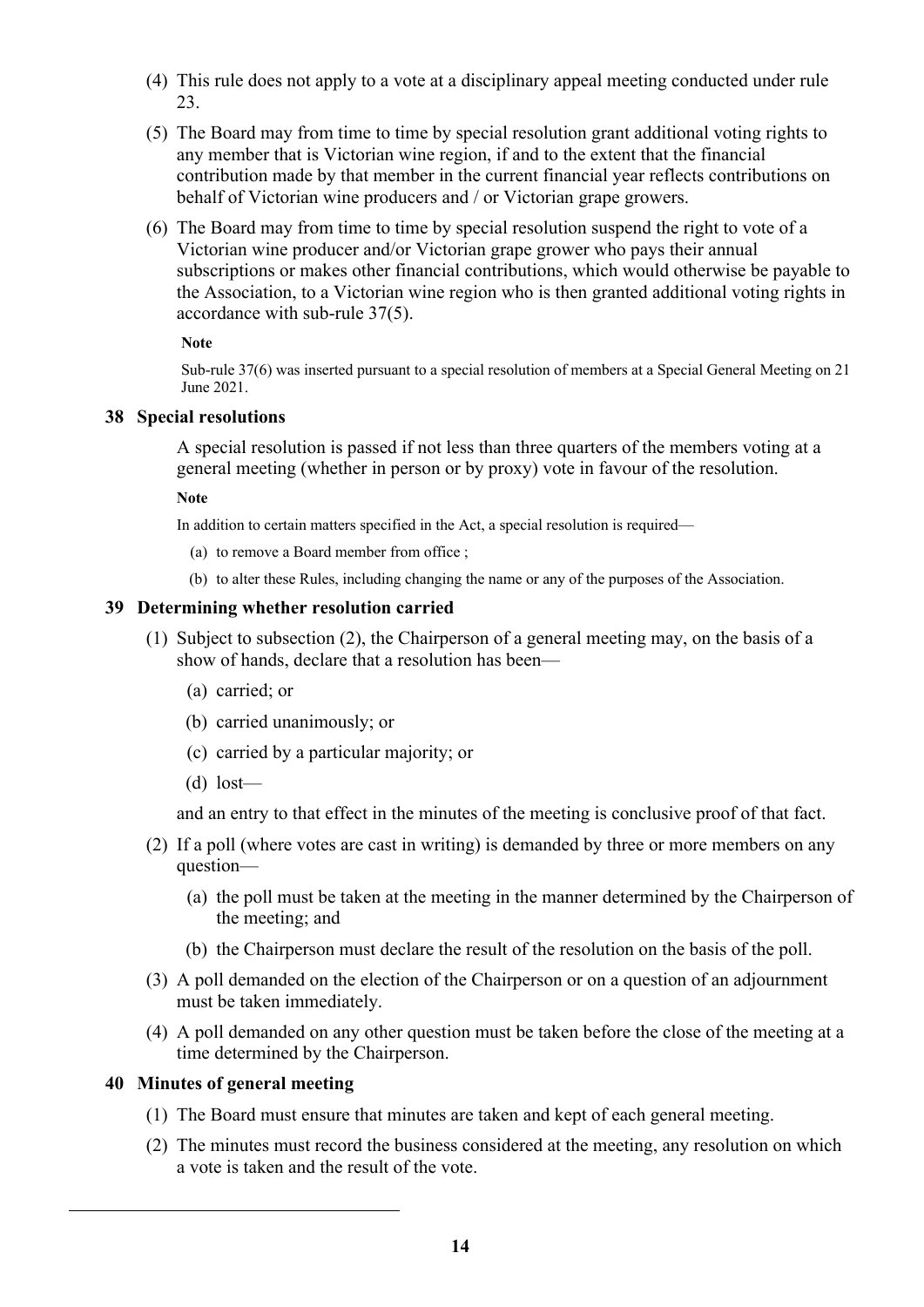(4) This rule does not apply to a vote at a disciplinary appeal meeting conducted under rule 23.

(5) The Board may from time to time by special resolution grant additional voting rights to any member that is Victorian wine region, if and to the extent that the financial contribution made by that member in the current financial year reflects contributions on behalf of Victorian wine producers and / or Victorian grape growers.

(6) The Board may from time to time by special resolution suspend the right to vote of a Victorian wine producer and/or Victorian grape grower who pays their annual subscriptions or makes other financial contributions, which would otherwise be payable to the Association, to a Victorian wine region who is then granted additional voting rights in accordance with sub-rule 37(5).

**Note**

Sub-rule 37(6) was inserted pursuant to a special resolution of members at a Special General Meeting on 21 June 2021.

### 38 Special resolutions

A special resolution is passed if not less than three quarters of the members voting at a general meeting (whether in person or by proxy) vote in favour of the resolution.

**Note**

In addition to certain matters specified in the Act, a special resolution is required—

(a) to remove a Board member from office ;

(b) to alter these Rules, including changing the name or any of the purposes of the Association.

### 39 Determining whether resolution carried

(1) Subject to subsection (2), the Chairperson of a general meeting may, on the basis of a show of hands, declare that a resolution has been—

(a) carried; or

(b) carried unanimously; or

(c) carried by a particular majority; or

(d) lost—

and an entry to that effect in the minutes of the meeting is conclusive proof of that fact.

(2) If a poll (where votes are cast in writing) is demanded by three or more members on any question—

(a) the poll must be taken at the meeting in the manner determined by the Chairperson of the meeting; and

(b) the Chairperson must declare the result of the resolution on the basis of the poll.

(3) A poll demanded on the election of the Chairperson or on a question of an adjournment must be taken immediately.

(4) A poll demanded on any other question must be taken before the close of the meeting at a time determined by the Chairperson.

### 40 Minutes of general meeting

(1) The Board must ensure that minutes are taken and kept of each general meeting.

(2) The minutes must record the business considered at the meeting, any resolution on which a vote is taken and the result of the vote.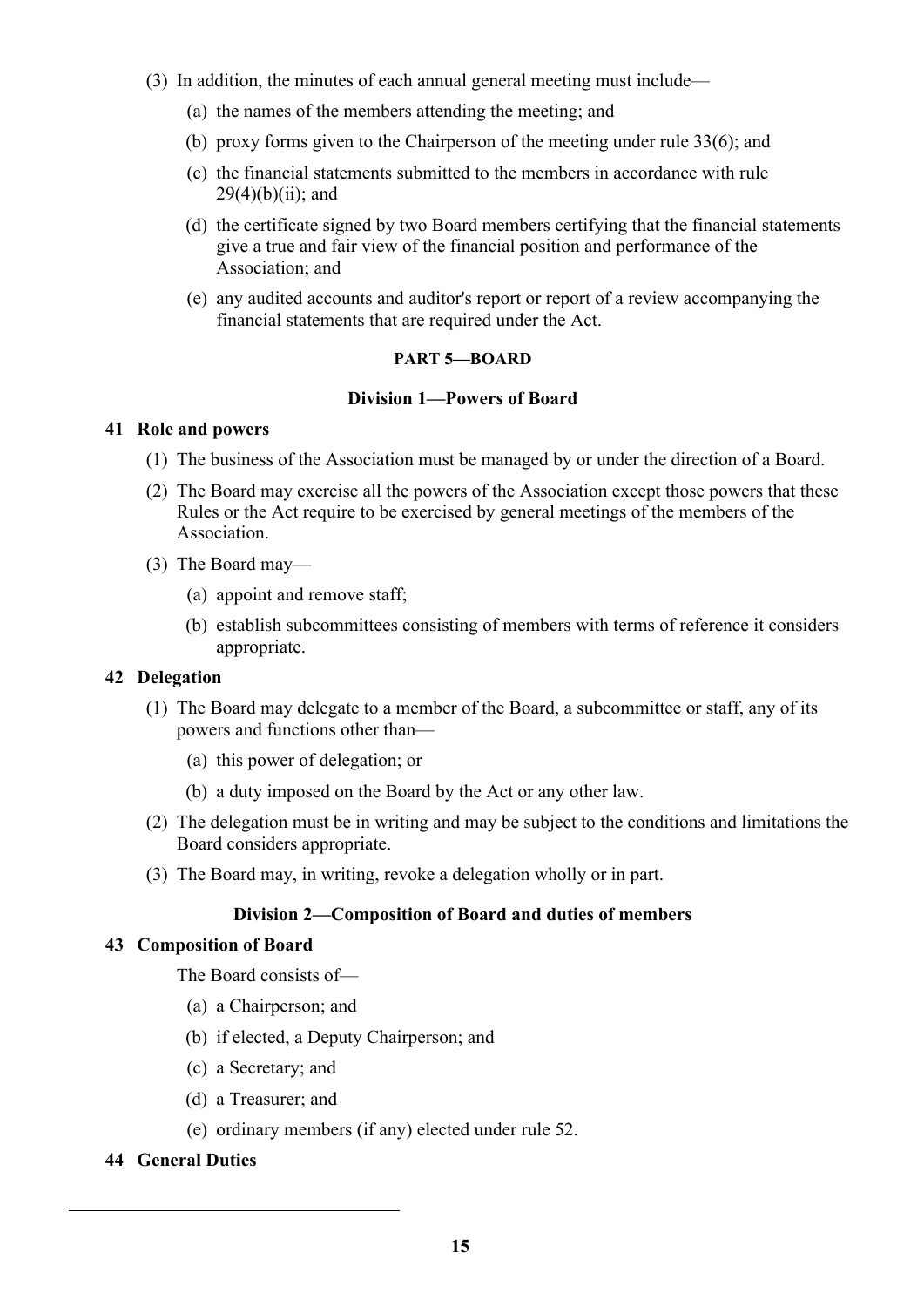(3) In addition, the minutes of each annual general meeting must include—

(a) the names of the members attending the meeting; and

(b) proxy forms given to the Chairperson of the meeting under rule 33(6); and

(c) the financial statements submitted to the members in accordance with rule 29(4)(b)(ii); and

(d) the certificate signed by two Board members certifying that the financial statements give a true and fair view of the financial position and performance of the Association; and

(e) any audited accounts and auditor's report or report of a review accompanying the financial statements that are required under the Act.

## PART 5—BOARD

### Division 1—Powers of Board

**41 Role and powers**

(1) The business of the Association must be managed by or under the direction of a Board.

(2) The Board may exercise all the powers of the Association except those powers that these Rules or the Act require to be exercised by general meetings of the members of the Association.

(3) The Board may—

(a) appoint and remove staff;

(b) establish subcommittees consisting of members with terms of reference it considers appropriate.

**42 Delegation**

(1) The Board may delegate to a member of the Board, a subcommittee or staff, any of its powers and functions other than—

(a) this power of delegation; or

(b) a duty imposed on the Board by the Act or any other law.

(2) The delegation must be in writing and may be subject to the conditions and limitations the Board considers appropriate.

(3) The Board may, in writing, revoke a delegation wholly or in part.

### Division 2—Composition of Board and duties of members

**43 Composition of Board**

The Board consists of—

(a) a Chairperson; and

(b) if elected, a Deputy Chairperson; and

(c) a Secretary; and

(d) a Treasurer; and

(e) ordinary members (if any) elected under rule 52.

**44 General Duties**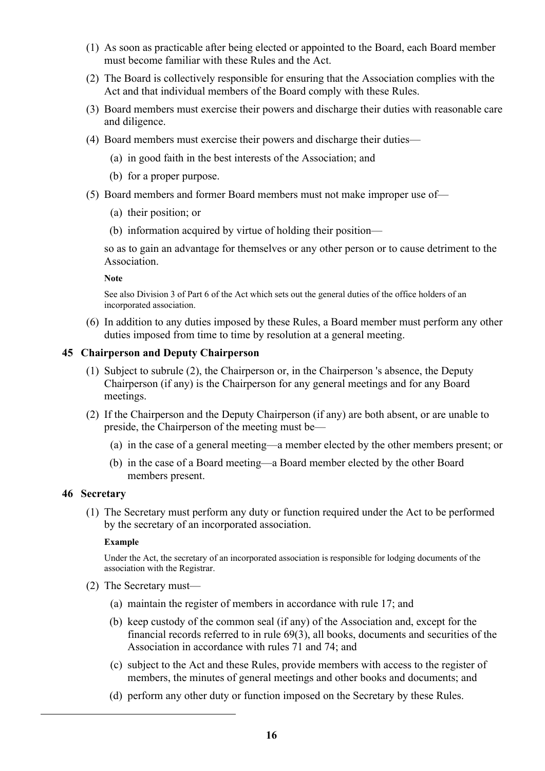(1) As soon as practicable after being elected or appointed to the Board, each Board member must become familiar with these Rules and the Act.

(2) The Board is collectively responsible for ensuring that the Association complies with the Act and that individual members of the Board comply with these Rules.

(3) Board members must exercise their powers and discharge their duties with reasonable care and diligence.

(4) Board members must exercise their powers and discharge their duties—

   (a) in good faith in the best interests of the Association; and

   (b) for a proper purpose.

(5) Board members and former Board members must not make improper use of—

   (a) their position; or

   (b) information acquired by virtue of holding their position—

   so as to gain an advantage for themselves or any other person or to cause detriment to the Association.

   **Note**

   See also Division 3 of Part 6 of the Act which sets out the general duties of the office holders of an incorporated association.

(6) In addition to any duties imposed by these Rules, a Board member must perform any other duties imposed from time to time by resolution at a general meeting.

### 45 Chairperson and Deputy Chairperson

(1) Subject to subrule (2), the Chairperson or, in the Chairperson 's absence, the Deputy Chairperson (if any) is the Chairperson for any general meetings and for any Board meetings.

(2) If the Chairperson and the Deputy Chairperson (if any) are both absent, or are unable to preside, the Chairperson of the meeting must be—

   (a) in the case of a general meeting—a member elected by the other members present; or

   (b) in the case of a Board meeting—a Board member elected by the other Board members present.

### 46 Secretary

(1) The Secretary must perform any duty or function required under the Act to be performed by the secretary of an incorporated association.

   **Example**

   Under the Act, the secretary of an incorporated association is responsible for lodging documents of the association with the Registrar.

(2) The Secretary must—

   (a) maintain the register of members in accordance with rule 17; and

   (b) keep custody of the common seal (if any) of the Association and, except for the financial records referred to in rule 69(3), all books, documents and securities of the Association in accordance with rules 71 and 74; and

   (c) subject to the Act and these Rules, provide members with access to the register of members, the minutes of general meetings and other books and documents; and

   (d) perform any other duty or function imposed on the Secretary by these Rules.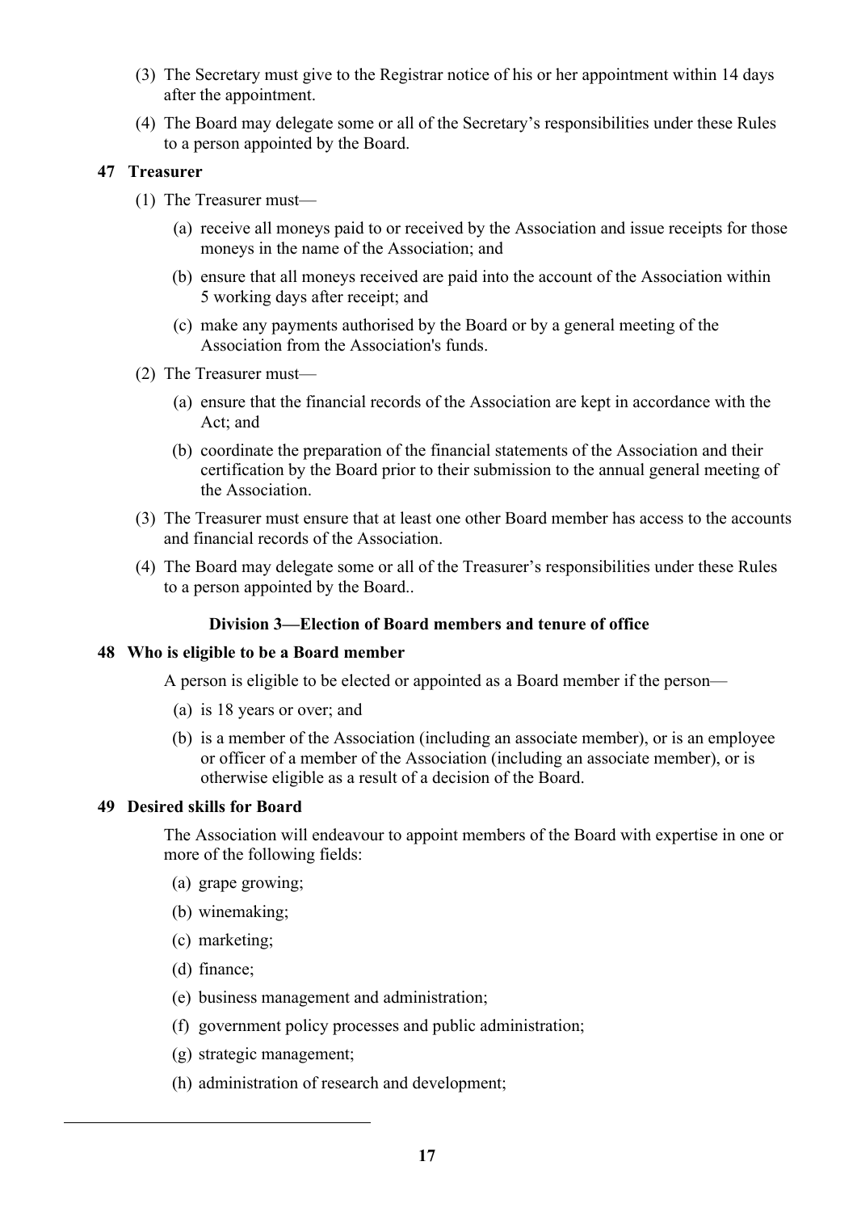(3) The Secretary must give to the Registrar notice of his or her appointment within 14 days after the appointment.

(4) The Board may delegate some or all of the Secretary's responsibilities under these Rules to a person appointed by the Board.

**47 Treasurer**

(1) The Treasurer must—

(a) receive all moneys paid to or received by the Association and issue receipts for those moneys in the name of the Association; and

(b) ensure that all moneys received are paid into the account of the Association within 5 working days after receipt; and

(c) make any payments authorised by the Board or by a general meeting of the Association from the Association's funds.

(2) The Treasurer must—

(a) ensure that the financial records of the Association are kept in accordance with the Act; and

(b) coordinate the preparation of the financial statements of the Association and their certification by the Board prior to their submission to the annual general meeting of the Association.

(3) The Treasurer must ensure that at least one other Board member has access to the accounts and financial records of the Association.

(4) The Board may delegate some or all of the Treasurer's responsibilities under these Rules to a person appointed by the Board..

**Division 3—Election of Board members and tenure of office**

**48 Who is eligible to be a Board member**

A person is eligible to be elected or appointed as a Board member if the person—

(a) is 18 years or over; and

(b) is a member of the Association (including an associate member), or is an employee or officer of a member of the Association (including an associate member), or is otherwise eligible as a result of a decision of the Board.

**49 Desired skills for Board**

The Association will endeavour to appoint members of the Board with expertise in one or more of the following fields:

(a) grape growing;

(b) winemaking;

(c) marketing;

(d) finance;

(e) business management and administration;

(f) government policy processes and public administration;

(g) strategic management;

(h) administration of research and development;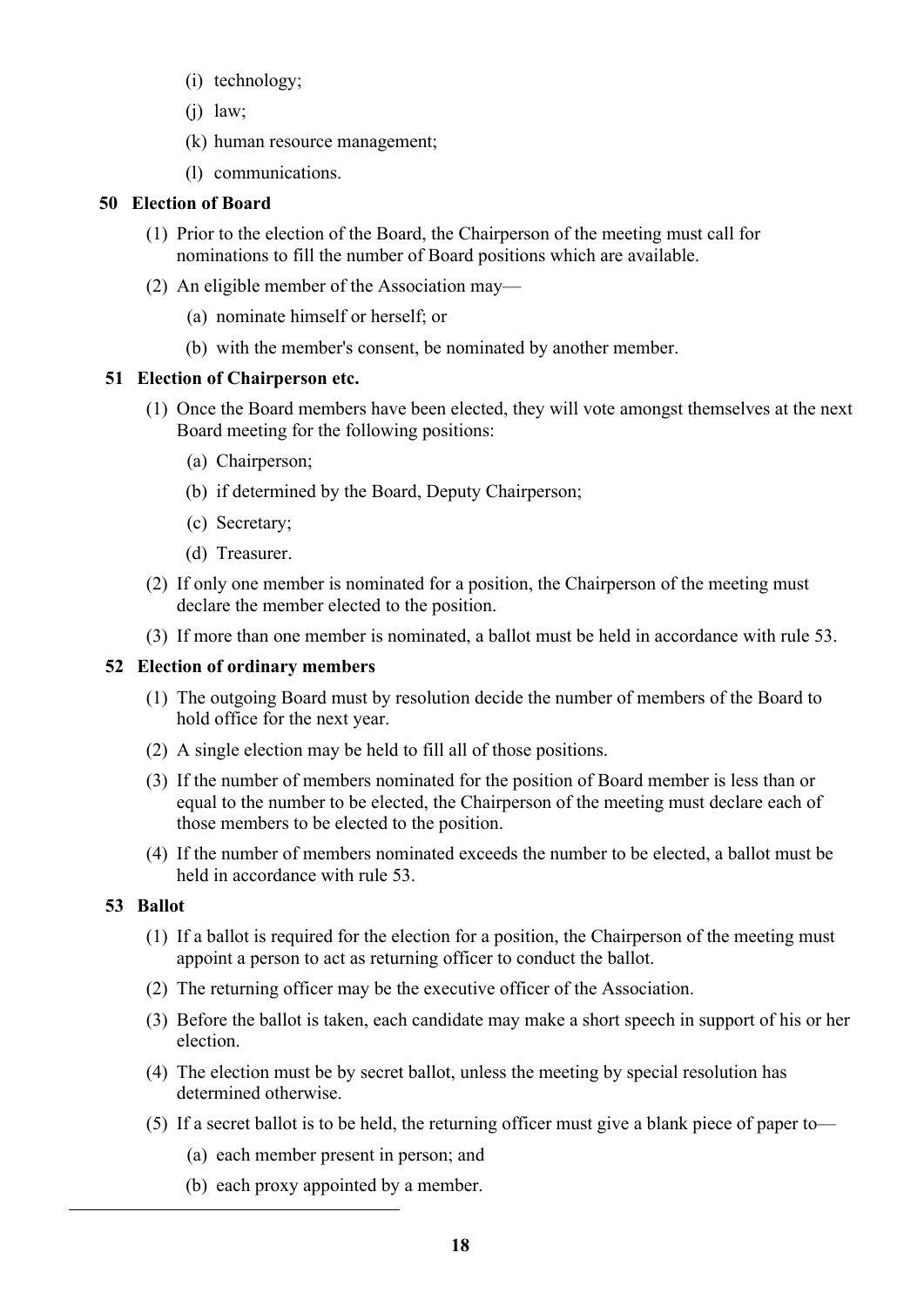(i) technology;

(j) law;

(k) human resource management;

(l) communications.

**50 Election of Board**

(1) Prior to the election of the Board, the Chairperson of the meeting must call for nominations to fill the number of Board positions which are available.

(2) An eligible member of the Association may—

(a) nominate himself or herself; or

(b) with the member's consent, be nominated by another member.

**51 Election of Chairperson etc.**

(1) Once the Board members have been elected, they will vote amongst themselves at the next Board meeting for the following positions:

(a) Chairperson;

(b) if determined by the Board, Deputy Chairperson;

(c) Secretary;

(d) Treasurer.

(2) If only one member is nominated for a position, the Chairperson of the meeting must declare the member elected to the position.

(3) If more than one member is nominated, a ballot must be held in accordance with rule 53.

**52 Election of ordinary members**

(1) The outgoing Board must by resolution decide the number of members of the Board to hold office for the next year.

(2) A single election may be held to fill all of those positions.

(3) If the number of members nominated for the position of Board member is less than or equal to the number to be elected, the Chairperson of the meeting must declare each of those members to be elected to the position.

(4) If the number of members nominated exceeds the number to be elected, a ballot must be held in accordance with rule 53.

**53 Ballot**

(1) If a ballot is required for the election for a position, the Chairperson of the meeting must appoint a person to act as returning officer to conduct the ballot.

(2) The returning officer may be the executive officer of the Association.

(3) Before the ballot is taken, each candidate may make a short speech in support of his or her election.

(4) The election must be by secret ballot, unless the meeting by special resolution has determined otherwise.

(5) If a secret ballot is to be held, the returning officer must give a blank piece of paper to—

(a) each member present in person; and

(b) each proxy appointed by a member.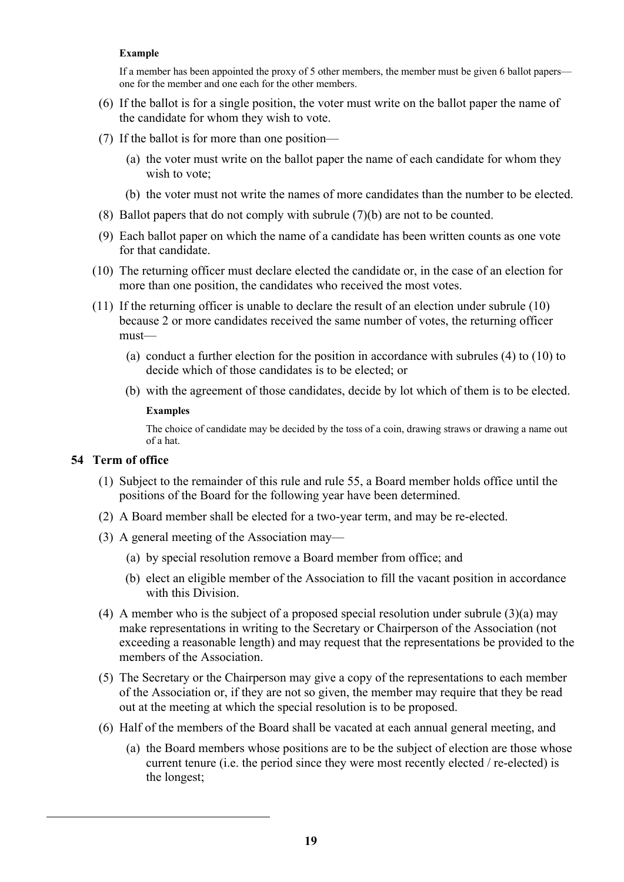**Example**

If a member has been appointed the proxy of 5 other members, the member must be given 6 ballot papers—one for the member and one each for the other members.

(6) If the ballot is for a single position, the voter must write on the ballot paper the name of the candidate for whom they wish to vote.

(7) If the ballot is for more than one position—

(a) the voter must write on the ballot paper the name of each candidate for whom they wish to vote;

(b) the voter must not write the names of more candidates than the number to be elected.

(8) Ballot papers that do not comply with subrule (7)(b) are not to be counted.

(9) Each ballot paper on which the name of a candidate has been written counts as one vote for that candidate.

(10) The returning officer must declare elected the candidate or, in the case of an election for more than one position, the candidates who received the most votes.

(11) If the returning officer is unable to declare the result of an election under subrule (10) because 2 or more candidates received the same number of votes, the returning officer must—

(a) conduct a further election for the position in accordance with subrules (4) to (10) to decide which of those candidates is to be elected; or

(b) with the agreement of those candidates, decide by lot which of them is to be elected.

**Examples**

The choice of candidate may be decided by the toss of a coin, drawing straws or drawing a name out of a hat.

### 54 Term of office

(1) Subject to the remainder of this rule and rule 55, a Board member holds office until the positions of the Board for the following year have been determined.

(2) A Board member shall be elected for a two-year term, and may be re-elected.

(3) A general meeting of the Association may—

(a) by special resolution remove a Board member from office; and

(b) elect an eligible member of the Association to fill the vacant position in accordance with this Division.

(4) A member who is the subject of a proposed special resolution under subrule (3)(a) may make representations in writing to the Secretary or Chairperson of the Association (not exceeding a reasonable length) and may request that the representations be provided to the members of the Association.

(5) The Secretary or the Chairperson may give a copy of the representations to each member of the Association or, if they are not so given, the member may require that they be read out at the meeting at which the special resolution is to be proposed.

(6) Half of the members of the Board shall be vacated at each annual general meeting, and

(a) the Board members whose positions are to be the subject of election are those whose current tenure (i.e. the period since they were most recently elected / re-elected) is the longest;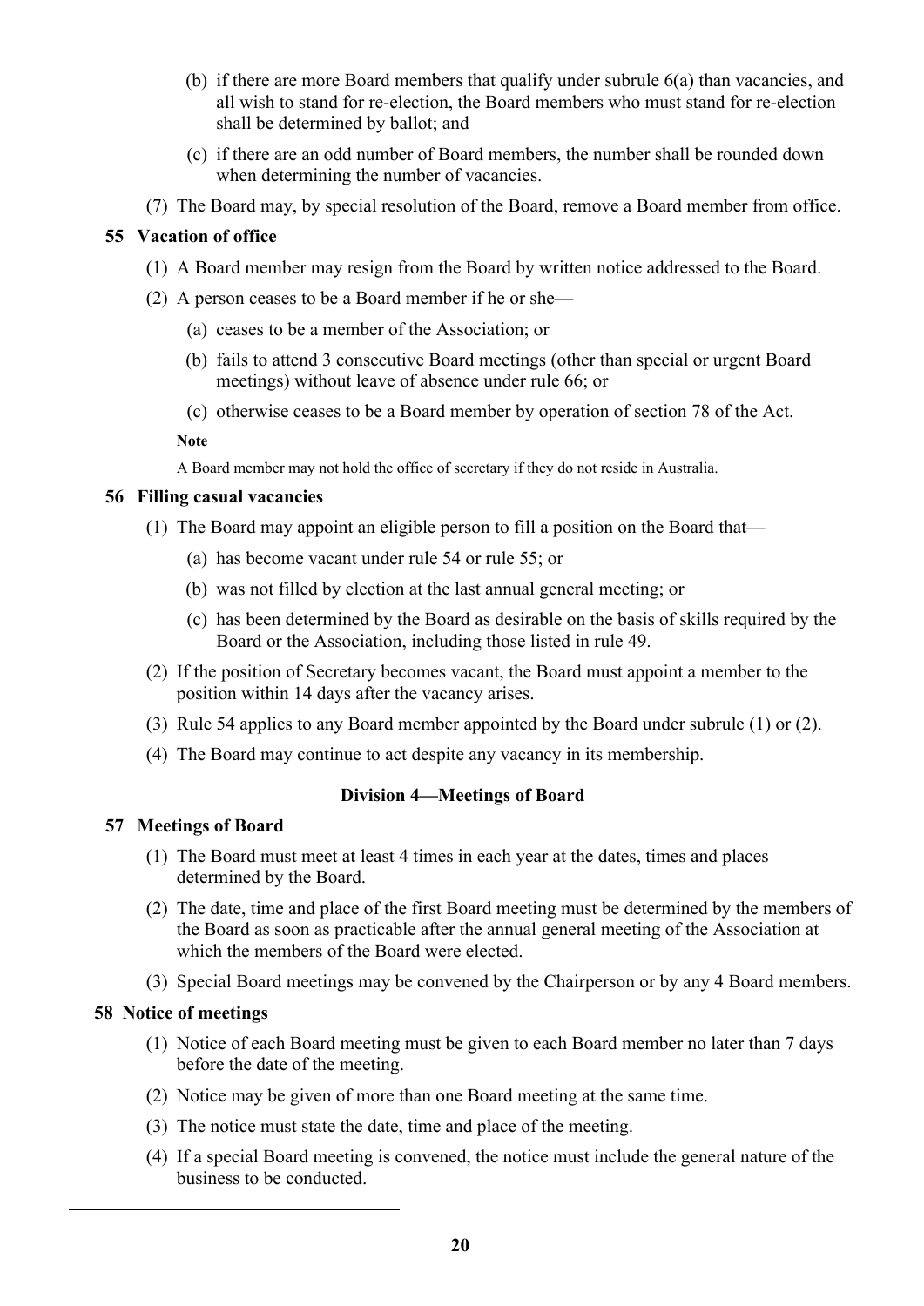(b) if there are more Board members that qualify under subrule 6(a) than vacancies, and all wish to stand for re-election, the Board members who must stand for re-election shall be determined by ballot; and

(c) if there are an odd number of Board members, the number shall be rounded down when determining the number of vacancies.

(7) The Board may, by special resolution of the Board, remove a Board member from office.

### 55 Vacation of office

(1) A Board member may resign from the Board by written notice addressed to the Board.

(2) A person ceases to be a Board member if he or she—

(a) ceases to be a member of the Association; or

(b) fails to attend 3 consecutive Board meetings (other than special or urgent Board meetings) without leave of absence under rule 66; or

(c) otherwise ceases to be a Board member by operation of section 78 of the Act.

**Note**

A Board member may not hold the office of secretary if they do not reside in Australia.

### 56 Filling casual vacancies

(1) The Board may appoint an eligible person to fill a position on the Board that—

(a) has become vacant under rule 54 or rule 55; or

(b) was not filled by election at the last annual general meeting; or

(c) has been determined by the Board as desirable on the basis of skills required by the Board or the Association, including those listed in rule 49.

(2) If the position of Secretary becomes vacant, the Board must appoint a member to the position within 14 days after the vacancy arises.

(3) Rule 54 applies to any Board member appointed by the Board under subrule (1) or (2).

(4) The Board may continue to act despite any vacancy in its membership.

## Division 4—Meetings of Board

### 57 Meetings of Board

(1) The Board must meet at least 4 times in each year at the dates, times and places determined by the Board.

(2) The date, time and place of the first Board meeting must be determined by the members of the Board as soon as practicable after the annual general meeting of the Association at which the members of the Board were elected.

(3) Special Board meetings may be convened by the Chairperson or by any 4 Board members.

### 58 Notice of meetings

(1) Notice of each Board meeting must be given to each Board member no later than 7 days before the date of the meeting.

(2) Notice may be given of more than one Board meeting at the same time.

(3) The notice must state the date, time and place of the meeting.

(4) If a special Board meeting is convened, the notice must include the general nature of the business to be conducted.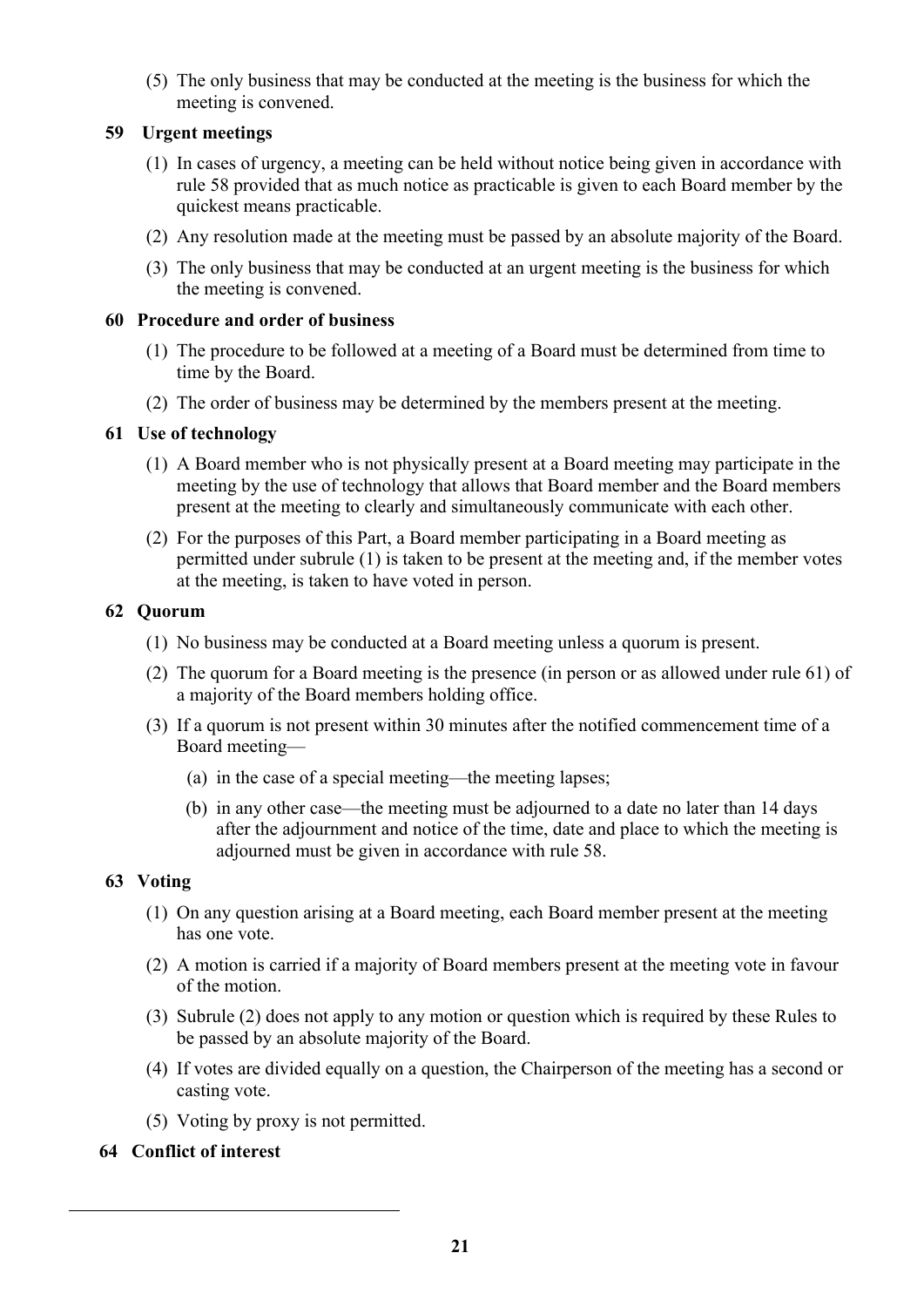(5) The only business that may be conducted at the meeting is the business for which the meeting is convened.

### 59 Urgent meetings

(1) In cases of urgency, a meeting can be held without notice being given in accordance with rule 58 provided that as much notice as practicable is given to each Board member by the quickest means practicable.

(2) Any resolution made at the meeting must be passed by an absolute majority of the Board.

(3) The only business that may be conducted at an urgent meeting is the business for which the meeting is convened.

### 60 Procedure and order of business

(1) The procedure to be followed at a meeting of a Board must be determined from time to time by the Board.

(2) The order of business may be determined by the members present at the meeting.

### 61 Use of technology

(1) A Board member who is not physically present at a Board meeting may participate in the meeting by the use of technology that allows that Board member and the Board members present at the meeting to clearly and simultaneously communicate with each other.

(2) For the purposes of this Part, a Board member participating in a Board meeting as permitted under subrule (1) is taken to be present at the meeting and, if the member votes at the meeting, is taken to have voted in person.

### 62 Quorum

(1) No business may be conducted at a Board meeting unless a quorum is present.

(2) The quorum for a Board meeting is the presence (in person or as allowed under rule 61) of a majority of the Board members holding office.

(3) If a quorum is not present within 30 minutes after the notified commencement time of a Board meeting—

(a) in the case of a special meeting—the meeting lapses;

(b) in any other case—the meeting must be adjourned to a date no later than 14 days after the adjournment and notice of the time, date and place to which the meeting is adjourned must be given in accordance with rule 58.

### 63 Voting

(1) On any question arising at a Board meeting, each Board member present at the meeting has one vote.

(2) A motion is carried if a majority of Board members present at the meeting vote in favour of the motion.

(3) Subrule (2) does not apply to any motion or question which is required by these Rules to be passed by an absolute majority of the Board.

(4) If votes are divided equally on a question, the Chairperson of the meeting has a second or casting vote.

(5) Voting by proxy is not permitted.

### 64 Conflict of interest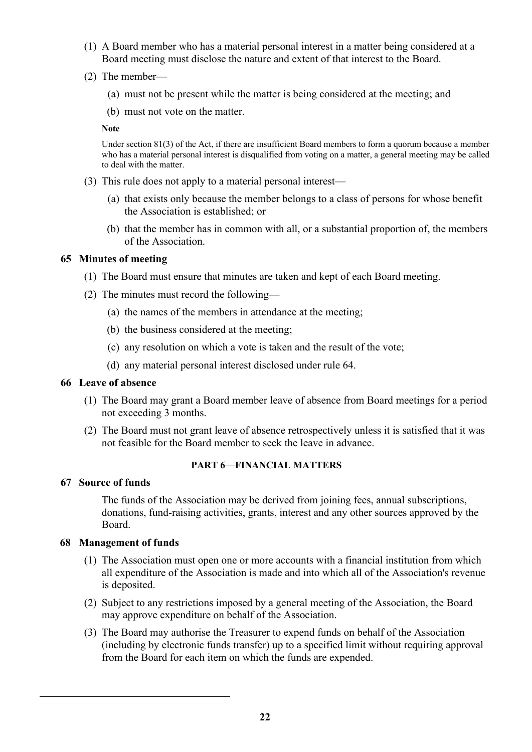(1) A Board member who has a material personal interest in a matter being considered at a Board meeting must disclose the nature and extent of that interest to the Board.

(2) The member—

(a) must not be present while the matter is being considered at the meeting; and

(b) must not vote on the matter.

**Note**

Under section 81(3) of the Act, if there are insufficient Board members to form a quorum because a member who has a material personal interest is disqualified from voting on a matter, a general meeting may be called to deal with the matter.

(3) This rule does not apply to a material personal interest—

(a) that exists only because the member belongs to a class of persons for whose benefit the Association is established; or

(b) that the member has in common with all, or a substantial proportion of, the members of the Association.

### 65 Minutes of meeting

(1) The Board must ensure that minutes are taken and kept of each Board meeting.

(2) The minutes must record the following—

(a) the names of the members in attendance at the meeting;

(b) the business considered at the meeting;

(c) any resolution on which a vote is taken and the result of the vote;

(d) any material personal interest disclosed under rule 64.

### 66 Leave of absence

(1) The Board may grant a Board member leave of absence from Board meetings for a period not exceeding 3 months.

(2) The Board must not grant leave of absence retrospectively unless it is satisfied that it was not feasible for the Board member to seek the leave in advance.

## PART 6—FINANCIAL MATTERS

### 67 Source of funds

The funds of the Association may be derived from joining fees, annual subscriptions, donations, fund-raising activities, grants, interest and any other sources approved by the Board.

### 68 Management of funds

(1) The Association must open one or more accounts with a financial institution from which all expenditure of the Association is made and into which all of the Association's revenue is deposited.

(2) Subject to any restrictions imposed by a general meeting of the Association, the Board may approve expenditure on behalf of the Association.

(3) The Board may authorise the Treasurer to expend funds on behalf of the Association (including by electronic funds transfer) up to a specified limit without requiring approval from the Board for each item on which the funds are expended.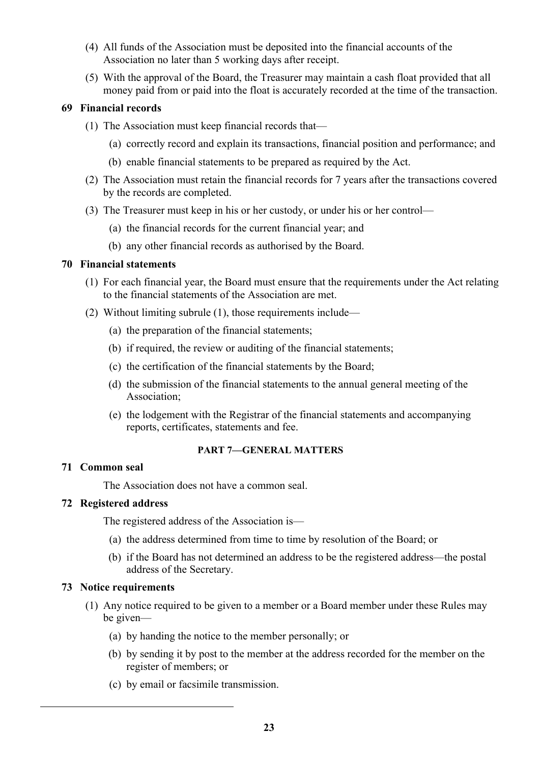(4) All funds of the Association must be deposited into the financial accounts of the Association no later than 5 working days after receipt.

(5) With the approval of the Board, the Treasurer may maintain a cash float provided that all money paid from or paid into the float is accurately recorded at the time of the transaction.

### 69 Financial records

(1) The Association must keep financial records that—

(a) correctly record and explain its transactions, financial position and performance; and

(b) enable financial statements to be prepared as required by the Act.

(2) The Association must retain the financial records for 7 years after the transactions covered by the records are completed.

(3) The Treasurer must keep in his or her custody, or under his or her control—

(a) the financial records for the current financial year; and

(b) any other financial records as authorised by the Board.

### 70 Financial statements

(1) For each financial year, the Board must ensure that the requirements under the Act relating to the financial statements of the Association are met.

(2) Without limiting subrule (1), those requirements include—

(a) the preparation of the financial statements;

(b) if required, the review or auditing of the financial statements;

(c) the certification of the financial statements by the Board;

(d) the submission of the financial statements to the annual general meeting of the Association;

(e) the lodgement with the Registrar of the financial statements and accompanying reports, certificates, statements and fee.

## PART 7—GENERAL MATTERS

### 71 Common seal

The Association does not have a common seal.

### 72 Registered address

The registered address of the Association is—

(a) the address determined from time to time by resolution of the Board; or

(b) if the Board has not determined an address to be the registered address—the postal address of the Secretary.

### 73 Notice requirements

(1) Any notice required to be given to a member or a Board member under these Rules may be given—

(a) by handing the notice to the member personally; or

(b) by sending it by post to the member at the address recorded for the member on the register of members; or

(c) by email or facsimile transmission.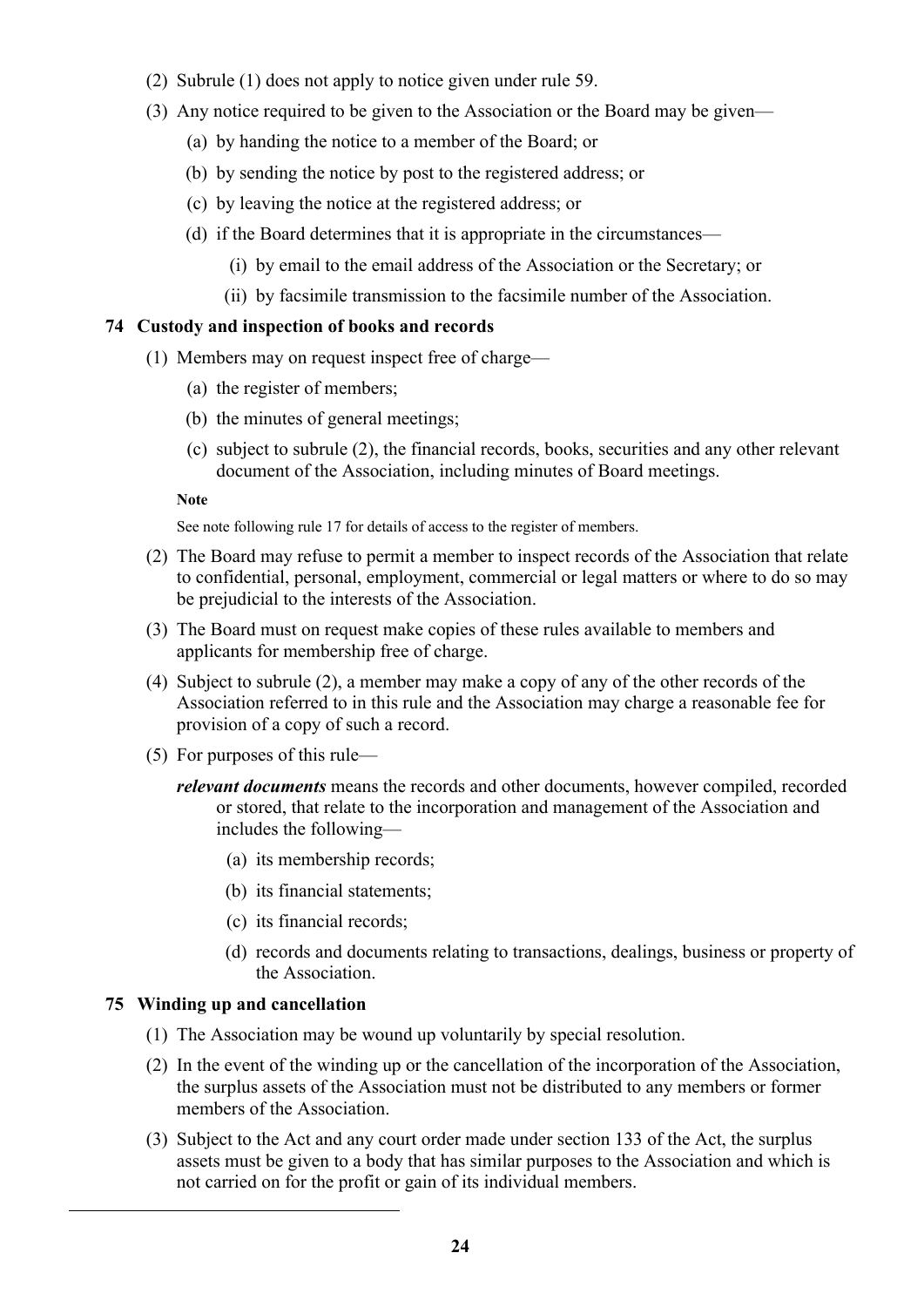(2) Subrule (1) does not apply to notice given under rule 59.

(3) Any notice required to be given to the Association or the Board may be given—

  (a) by handing the notice to a member of the Board; or

  (b) by sending the notice by post to the registered address; or

  (c) by leaving the notice at the registered address; or

  (d) if the Board determines that it is appropriate in the circumstances—

    (i) by email to the email address of the Association or the Secretary; or

    (ii) by facsimile transmission to the facsimile number of the Association.

### 74 Custody and inspection of books and records

(1) Members may on request inspect free of charge—

  (a) the register of members;

  (b) the minutes of general meetings;

  (c) subject to subrule (2), the financial records, books, securities and any other relevant document of the Association, including minutes of Board meetings.

**Note**

See note following rule 17 for details of access to the register of members.

(2) The Board may refuse to permit a member to inspect records of the Association that relate to confidential, personal, employment, commercial or legal matters or where to do so may be prejudicial to the interests of the Association.

(3) The Board must on request make copies of these rules available to members and applicants for membership free of charge.

(4) Subject to subrule (2), a member may make a copy of any of the other records of the Association referred to in this rule and the Association may charge a reasonable fee for provision of a copy of such a record.

(5) For purposes of this rule—

***relevant documents*** means the records and other documents, however compiled, recorded or stored, that relate to the incorporation and management of the Association and includes the following—

  (a) its membership records;

  (b) its financial statements;

  (c) its financial records;

  (d) records and documents relating to transactions, dealings, business or property of the Association.

### 75 Winding up and cancellation

(1) The Association may be wound up voluntarily by special resolution.

(2) In the event of the winding up or the cancellation of the incorporation of the Association, the surplus assets of the Association must not be distributed to any members or former members of the Association.

(3) Subject to the Act and any court order made under section 133 of the Act, the surplus assets must be given to a body that has similar purposes to the Association and which is not carried on for the profit or gain of its individual members.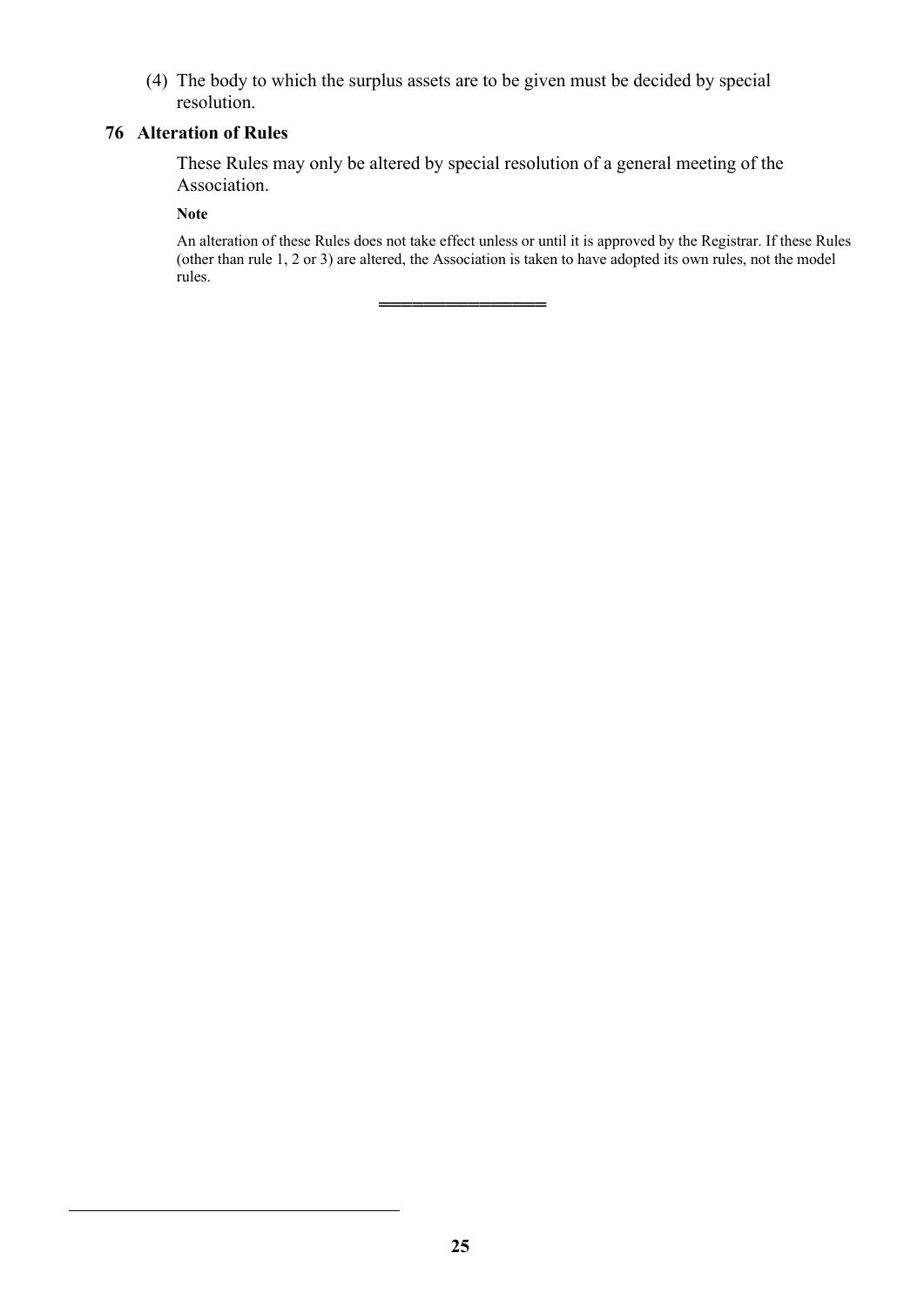(4) The body to which the surplus assets are to be given must be decided by special resolution.

## 76 Alteration of Rules

These Rules may only be altered by special resolution of a general meeting of the Association.

**Note**

An alteration of these Rules does not take effect unless or until it is approved by the Registrar. If these Rules (other than rule 1, 2 or 3) are altered, the Association is taken to have adopted its own rules, not the model rules.